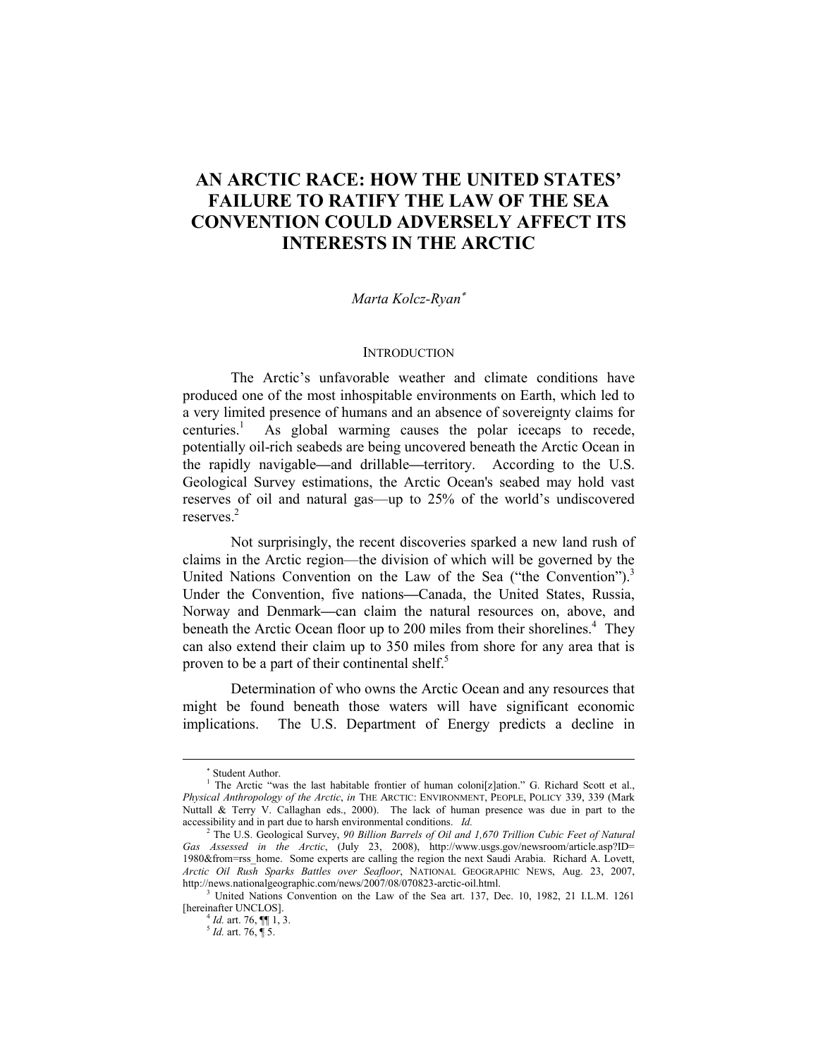# AN ARCTIC RACE: HOW THE UNITED STATES' FAILURE TO RATIFY THE LAW OF THE SEA CONVENTION COULD ADVERSELY AFFECT ITS INTERESTS IN THE ARCTIC

*Marta Kolcz-Ryan*[*]

## INTRODUCTION

The Arctic's unfavorable weather and climate conditions have produced one of the most inhospitable environments on Earth, which led to a very limited presence of humans and an absence of sovereignty claims for centuries.[1] As global warming causes the polar icecaps to recede, potentially oil-rich seabeds are being uncovered beneath the Arctic Ocean in the rapidly navigable—and drillable—territory. According to the U.S. Geological Survey estimations, the Arctic Ocean's seabed may hold vast reserves of oil and natural gas—up to 25% of the world's undiscovered reserves.[2]

Not surprisingly, the recent discoveries sparked a new land rush of claims in the Arctic region—the division of which will be governed by the United Nations Convention on the Law of the Sea ("the Convention").[3] Under the Convention, five nations—Canada, the United States, Russia, Norway and Denmark—can claim the natural resources on, above, and beneath the Arctic Ocean floor up to 200 miles from their shorelines.[4] They can also extend their claim up to 350 miles from shore for any area that is proven to be a part of their continental shelf.[5]

Determination of who owns the Arctic Ocean and any resources that might be found beneath those waters will have significant economic implications. The U.S. Department of Energy predicts a decline in

---

[*] Student Author.

[1] The Arctic "was the last habitable frontier of human coloni[z]ation." G. Richard Scott et al., *Physical Anthropology of the Arctic*, *in* THE ARCTIC: ENVIRONMENT, PEOPLE, POLICY 339, 339 (Mark Nuttall & Terry V. Callaghan eds., 2000). The lack of human presence was due in part to the accessibility and in part due to harsh environmental conditions. *Id.*

[2] The U.S. Geological Survey, *90 Billion Barrels of Oil and 1,670 Trillion Cubic Feet of Natural Gas Assessed in the Arctic*, (July 23, 2008), http://www.usgs.gov/newsroom/article.asp?ID=1980&from=rss_home. Some experts are calling the region the next Saudi Arabia. Richard A. Lovett, *Arctic Oil Rush Sparks Battles over Seafloor*, NATIONAL GEOGRAPHIC NEWS, Aug. 23, 2007, http://news.nationalgeographic.com/news/2007/08/070823-arctic-oil.html.

[3] United Nations Convention on the Law of the Sea art. 137, Dec. 10, 1982, 21 I.L.M. 1261 [hereinafter UNCLOS].

[4] *Id.* art. 76, ¶¶ 1, 3.

[5] *Id.* art. 76, ¶ 5.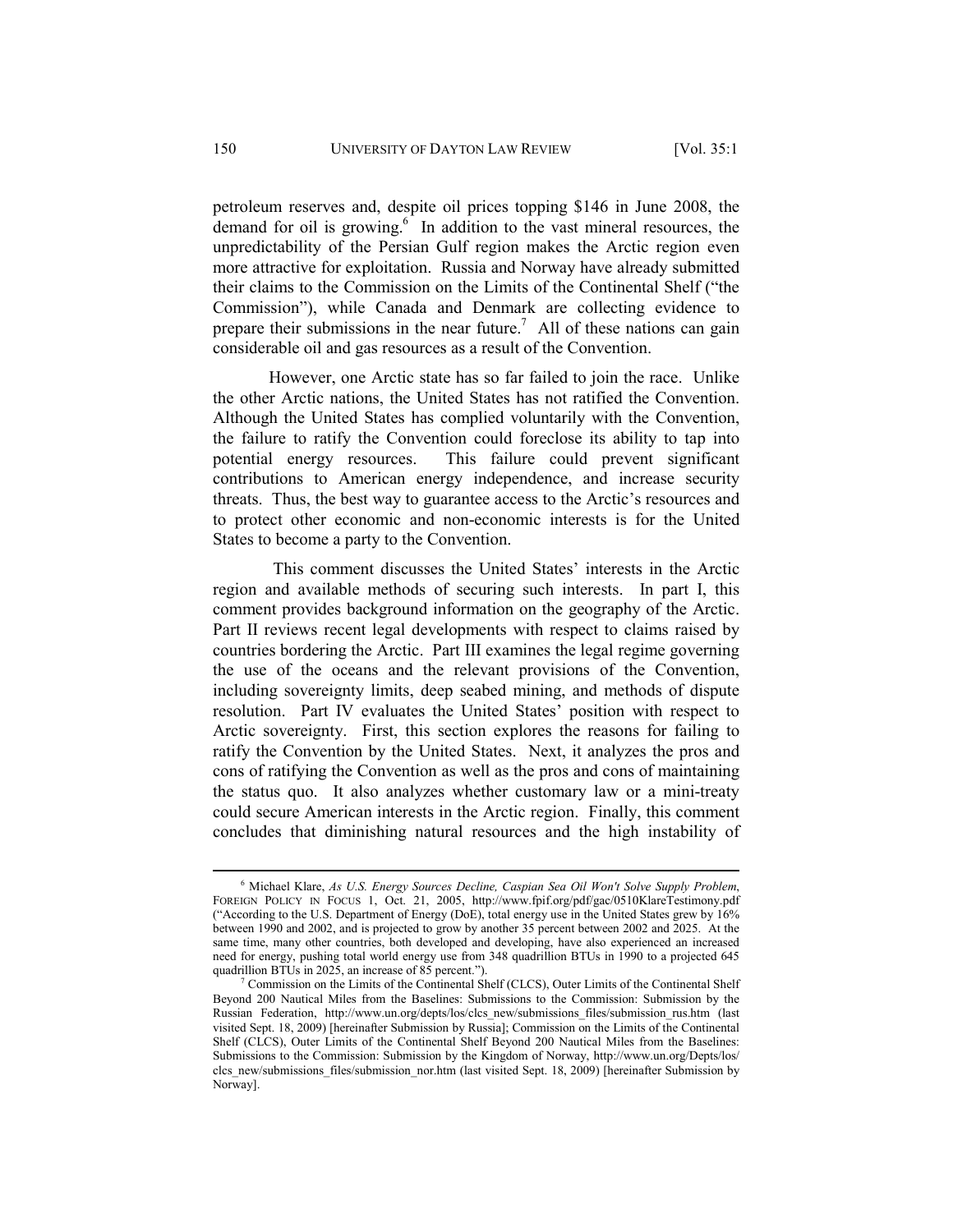petroleum reserves and, despite oil prices topping $146 in June 2008, the demand for oil is growing.[6] In addition to the vast mineral resources, the unpredictability of the Persian Gulf region makes the Arctic region even more attractive for exploitation. Russia and Norway have already submitted their claims to the Commission on the Limits of the Continental Shelf ("the Commission"), while Canada and Denmark are collecting evidence to prepare their submissions in the near future.[7] All of these nations can gain considerable oil and gas resources as a result of the Convention.

However, one Arctic state has so far failed to join the race. Unlike the other Arctic nations, the United States has not ratified the Convention. Although the United States has complied voluntarily with the Convention, the failure to ratify the Convention could foreclose its ability to tap into potential energy resources. This failure could prevent significant contributions to American energy independence, and increase security threats. Thus, the best way to guarantee access to the Arctic's resources and to protect other economic and non-economic interests is for the United States to become a party to the Convention.

This comment discusses the United States' interests in the Arctic region and available methods of securing such interests. In part I, this comment provides background information on the geography of the Arctic. Part II reviews recent legal developments with respect to claims raised by countries bordering the Arctic. Part III examines the legal regime governing the use of the oceans and the relevant provisions of the Convention, including sovereignty limits, deep seabed mining, and methods of dispute resolution. Part IV evaluates the United States' position with respect to Arctic sovereignty. First, this section explores the reasons for failing to ratify the Convention by the United States. Next, it analyzes the pros and cons of ratifying the Convention as well as the pros and cons of maintaining the status quo. It also analyzes whether customary law or a mini-treaty could secure American interests in the Arctic region. Finally, this comment concludes that diminishing natural resources and the high instability of

---

[6] Michael Klare, *As U.S. Energy Sources Decline, Caspian Sea Oil Won't Solve Supply Problem*, FOREIGN POLICY IN FOCUS 1, Oct. 21, 2005, http://www.fpif.org/pdf/gac/0510KlareTestimony.pdf ("According to the U.S. Department of Energy (DoE), total energy use in the United States grew by 16% between 1990 and 2002, and is projected to grow by another 35 percent between 2002 and 2025. At the same time, many other countries, both developed and developing, have also experienced an increased need for energy, pushing total world energy use from 348 quadrillion BTUs in 1990 to a projected 645 quadrillion BTUs in 2025, an increase of 85 percent.").

[7] Commission on the Limits of the Continental Shelf (CLCS), Outer Limits of the Continental Shelf Beyond 200 Nautical Miles from the Baselines: Submissions to the Commission: Submission by the Russian Federation, http://www.un.org/depts/los/clcs_new/submissions_files/submission_rus.htm (last visited Sept. 18, 2009) [hereinafter Submission by Russia]; Commission on the Limits of the Continental Shelf (CLCS), Outer Limits of the Continental Shelf Beyond 200 Nautical Miles from the Baselines: Submissions to the Commission: Submission by the Kingdom of Norway, http://www.un.org/Depts/los/clcs_new/submissions_files/submission_nor.htm (last visited Sept. 18, 2009) [hereinafter Submission by Norway].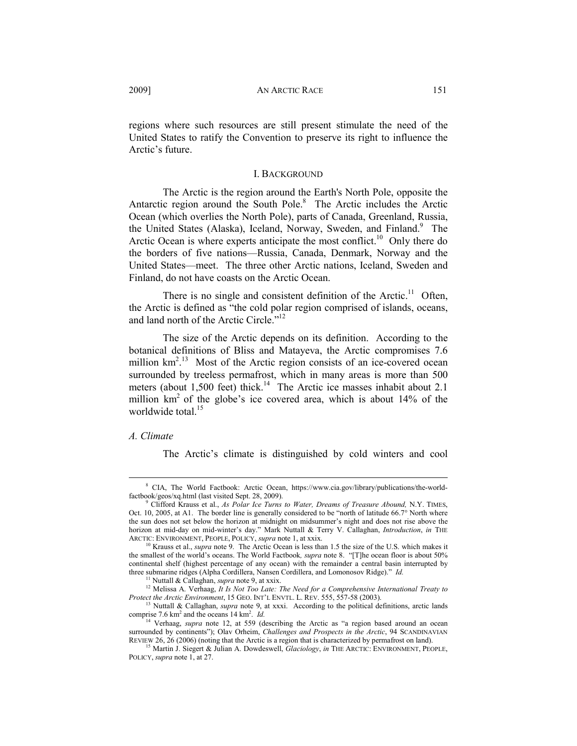regions where such resources are still present stimulate the need of the United States to ratify the Convention to preserve its right to influence the Arctic's future.

## I. BACKGROUND

The Arctic is the region around the Earth's North Pole, opposite the Antarctic region around the South Pole.[8] The Arctic includes the Arctic Ocean (which overlies the North Pole), parts of Canada, Greenland, Russia, the United States (Alaska), Iceland, Norway, Sweden, and Finland.[9] The Arctic Ocean is where experts anticipate the most conflict.[10] Only there do the borders of five nations—Russia, Canada, Denmark, Norway and the United States—meet. The three other Arctic nations, Iceland, Sweden and Finland, do not have coasts on the Arctic Ocean.

There is no single and consistent definition of the Arctic.[11] Often, the Arctic is defined as "the cold polar region comprised of islands, oceans, and land north of the Arctic Circle."[12]

The size of the Arctic depends on its definition. According to the botanical definitions of Bliss and Matayeva, the Arctic compromises 7.6 million km$^2$.[13] Most of the Arctic region consists of an ice-covered ocean surrounded by treeless permafrost, which in many areas is more than 500 meters (about 1,500 feet) thick.[14] The Arctic ice masses inhabit about 2.1 million km$^2$ of the globe's ice covered area, which is about 14% of the worldwide total.[15]

### *A. Climate*

The Arctic's climate is distinguished by cold winters and cool

---

[8] CIA, The World Factbook: Arctic Ocean, https://www.cia.gov/library/publications/the-world-factbook/geos/xq.html (last visited Sept. 28, 2009).

[9] Clifford Krauss et al., *As Polar Ice Turns to Water, Dreams of Treasure Abound,* N.Y. TIMES, Oct. 10, 2005, at A1. The border line is generally considered to be "north of latitude 66.7° North where the sun does not set below the horizon at midnight on midsummer's night and does not rise above the horizon at mid-day on mid-winter's day." Mark Nuttall & Terry V. Callaghan, *Introduction*, *in* THE ARCTIC: ENVIRONMENT, PEOPLE, POLICY, *supra* note 1, at xxix.

[10] Krauss et al., *supra* note 9. The Arctic Ocean is less than 1.5 the size of the U.S. which makes it the smallest of the world's oceans. The World Factbook*, supra* note 8. "[T]he ocean floor is about 50% continental shelf (highest percentage of any ocean) with the remainder a central basin interrupted by three submarine ridges (Alpha Cordillera, Nansen Cordillera, and Lomonosov Ridge)." *Id.*

[11] Nuttall & Callaghan, *supra* note 9, at xxix.

[12] Melissa A. Verhaag, *It Is Not Too Late: The Need for a Comprehensive International Treaty to Protect the Arctic Environment*, 15 GEO. INT'L ENVTL. L. REV. 555, 557-58 (2003).

[13] Nuttall & Callaghan, *supra* note 9, at xxxi. According to the political definitions, arctic lands comprise 7.6 km$^2$ and the oceans 14 km$^2$. *Id.*

[14] Verhaag, *supra* note 12, at 559 (describing the Arctic as "a region based around an ocean surrounded by continents"); Olav Orheim, *Challenges and Prospects in the Arctic*, 94 SCANDINAVIAN REVIEW 26, 26 (2006) (noting that the Arctic is a region that is characterized by permafrost on land).

[15] Martin J. Siegert & Julian A. Dowdeswell, *Glaciology*, *in* THE ARCTIC: ENVIRONMENT, PEOPLE, POLICY, *supra* note 1, at 27.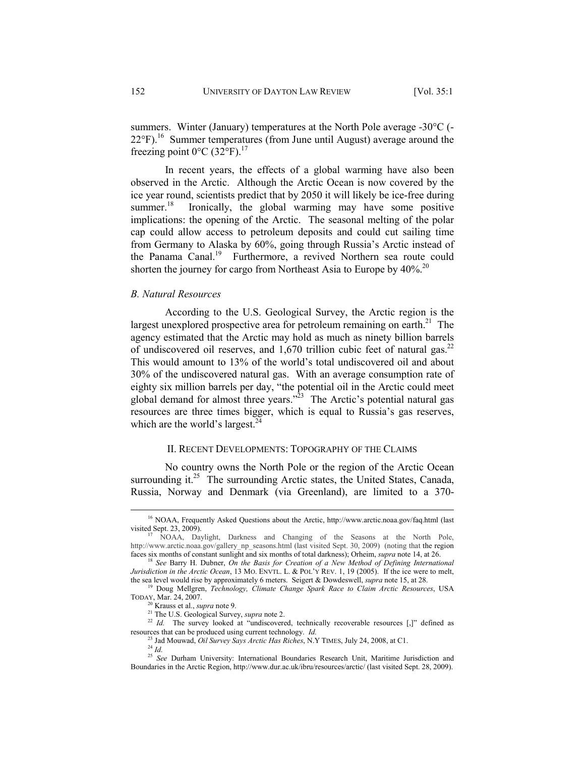summers. Winter (January) temperatures at the North Pole average -30°C (-22°F).[16] Summer temperatures (from June until August) average around the freezing point 0°C (32°F).[17]

In recent years, the effects of a global warming have also been observed in the Arctic. Although the Arctic Ocean is now covered by the ice year round, scientists predict that by 2050 it will likely be ice-free during summer.[18] Ironically, the global warming may have some positive implications: the opening of the Arctic. The seasonal melting of the polar cap could allow access to petroleum deposits and could cut sailing time from Germany to Alaska by 60%, going through Russia's Arctic instead of the Panama Canal.[19] Furthermore, a revived Northern sea route could shorten the journey for cargo from Northeast Asia to Europe by 40%.[20]

### *B. Natural Resources*

According to the U.S. Geological Survey, the Arctic region is the largest unexplored prospective area for petroleum remaining on earth.[21] The agency estimated that the Arctic may hold as much as ninety billion barrels of undiscovered oil reserves, and 1,670 trillion cubic feet of natural gas.[22] This would amount to 13% of the world's total undiscovered oil and about 30% of the undiscovered natural gas. With an average consumption rate of eighty six million barrels per day, "the potential oil in the Arctic could meet global demand for almost three years."[23] The Arctic's potential natural gas resources are three times bigger, which is equal to Russia's gas reserves, which are the world's largest.[24]

## II. Recent Developments: Topography of the Claims

No country owns the North Pole or the region of the Arctic Ocean surrounding it.[25] The surrounding Arctic states, the United States, Canada, Russia, Norway and Denmark (via Greenland), are limited to a 370-

---

[16] NOAA, Frequently Asked Questions about the Arctic, http://www.arctic.noaa.gov/faq.html (last visited Sept. 23, 2009).

[17] NOAA, Daylight, Darkness and Changing of the Seasons at the North Pole, http://www.arctic.noaa.gov/gallery_np_seasons.html (last visited Sept. 30, 2009) (noting that the region faces six months of constant sunlight and six months of total darkness); Orheim, *supra* note 14, at 26.

[18] *See* Barry H. Dubner, *On the Basis for Creation of a New Method of Defining International Jurisdiction in the Arctic Ocean*, 13 Mo. Envtl. L. & Pol'y Rev. 1, 19 (2005). If the ice were to melt, the sea level would rise by approximately 6 meters. Seigert & Dowdeswell, *supra* note 15, at 28.

[19] Doug Mellgren, *Technology, Climate Change Spark Race to Claim Arctic Resources*, USA Today, Mar. 24, 2007.

[20] Krauss et al., *supra* note 9.

[21] The U.S. Geological Survey, *supra* note 2.

[22] *Id.* The survey looked at "undiscovered, technically recoverable resources [,]" defined as resources that can be produced using current technology. *Id.*

[23] Jad Mouwad, *Oil Survey Says Arctic Has Riches*, N.Y Times, July 24, 2008, at C1.

[24] *Id.*

[25] *See* Durham University: International Boundaries Research Unit, Maritime Jurisdiction and Boundaries in the Arctic Region, http://www.dur.ac.uk/ibru/resources/arctic/ (last visited Sept. 28, 2009).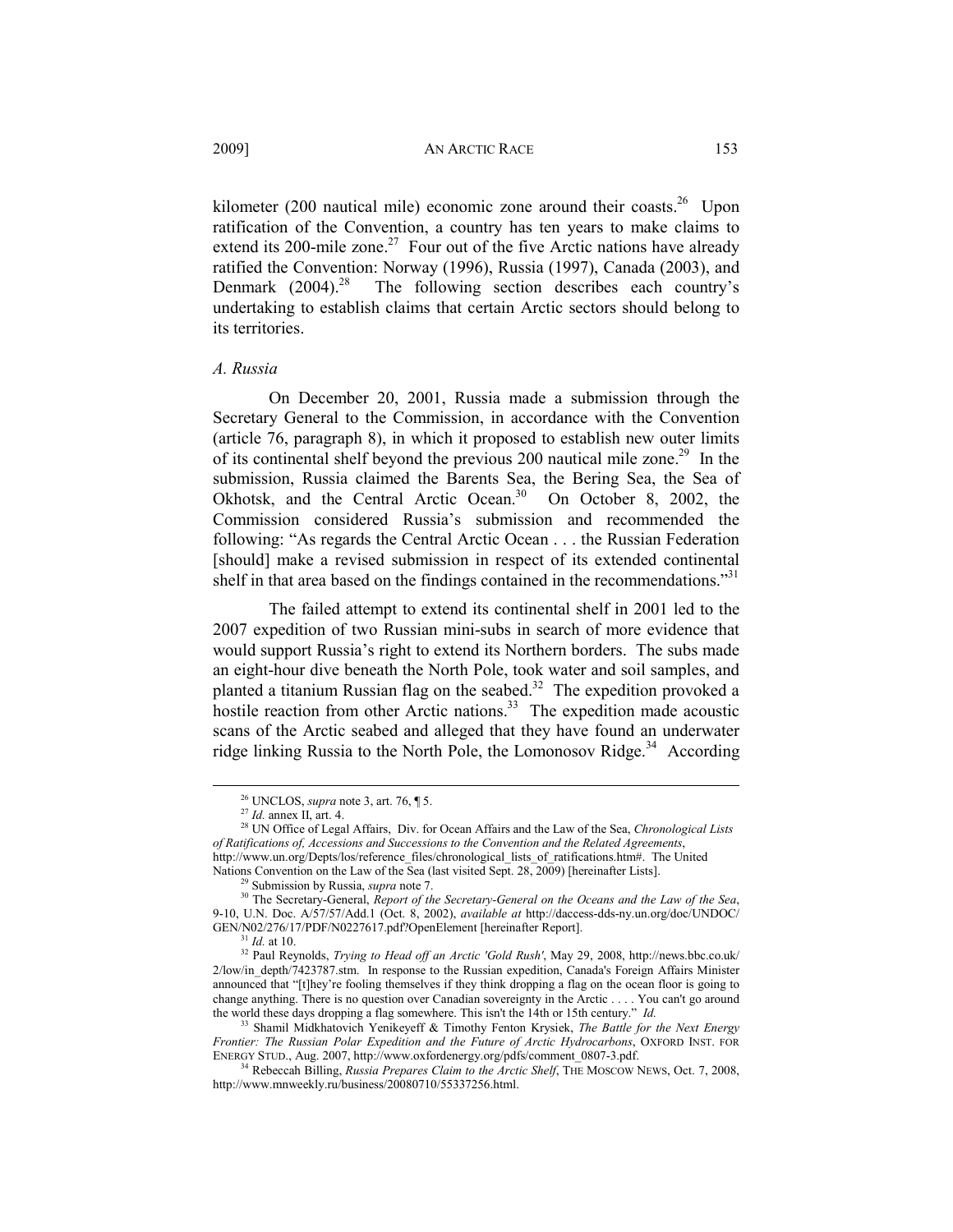kilometer (200 nautical mile) economic zone around their coasts.[26] Upon ratification of the Convention, a country has ten years to make claims to extend its 200-mile zone.[27] Four out of the five Arctic nations have already ratified the Convention: Norway (1996), Russia (1997), Canada (2003), and Denmark (2004).[28] The following section describes each country's undertaking to establish claims that certain Arctic sectors should belong to its territories.

### *A. Russia*

On December 20, 2001, Russia made a submission through the Secretary General to the Commission, in accordance with the Convention (article 76, paragraph 8), in which it proposed to establish new outer limits of its continental shelf beyond the previous 200 nautical mile zone.[29] In the submission, Russia claimed the Barents Sea, the Bering Sea, the Sea of Okhotsk, and the Central Arctic Ocean.[30] On October 8, 2002, the Commission considered Russia's submission and recommended the following: "As regards the Central Arctic Ocean . . . the Russian Federation [should] make a revised submission in respect of its extended continental shelf in that area based on the findings contained in the recommendations."[31]

The failed attempt to extend its continental shelf in 2001 led to the 2007 expedition of two Russian mini-subs in search of more evidence that would support Russia's right to extend its Northern borders. The subs made an eight-hour dive beneath the North Pole, took water and soil samples, and planted a titanium Russian flag on the seabed.[32] The expedition provoked a hostile reaction from other Arctic nations.[33] The expedition made acoustic scans of the Arctic seabed and alleged that they have found an underwater ridge linking Russia to the North Pole, the Lomonosov Ridge.[34] According

---

[26] UNCLOS, *supra* note 3, art. 76, ¶ 5.

[27] *Id.* annex II, art. 4.

[28] UN Office of Legal Affairs, Div. for Ocean Affairs and the Law of the Sea, *Chronological Lists of Ratifications of, Accessions and Successions to the Convention and the Related Agreements*, http://www.un.org/Depts/los/reference_files/chronological_lists_of_ratifications.htm#. The United Nations Convention on the Law of the Sea (last visited Sept. 28, 2009) [hereinafter Lists].

[29] Submission by Russia, *supra* note 7.

[30] The Secretary-General, *Report of the Secretary-General on the Oceans and the Law of the Sea*, 9-10, U.N. Doc. A/57/57/Add.1 (Oct. 8, 2002), *available at* http://daccess-dds-ny.un.org/doc/UNDOC/GEN/N02/276/17/PDF/N0227617.pdf?OpenElement [hereinafter Report].

[31] *Id.* at 10.

[32] Paul Reynolds, *Trying to Head off an Arctic 'Gold Rush'*, May 29, 2008, http://news.bbc.co.uk/2/low/in_depth/7423787.stm. In response to the Russian expedition, Canada's Foreign Affairs Minister announced that "[t]hey're fooling themselves if they think dropping a flag on the ocean floor is going to change anything. There is no question over Canadian sovereignty in the Arctic . . . . You can't go around the world these days dropping a flag somewhere. This isn't the 14th or 15th century." *Id.*

[33] Shamil Midkhatovich Yenikeyeff & Timothy Fenton Krysiek, *The Battle for the Next Energy Frontier: The Russian Polar Expedition and the Future of Arctic Hydrocarbons*, OXFORD INST. FOR ENERGY STUD., Aug. 2007, http://www.oxfordenergy.org/pdfs/comment_0807-3.pdf.

[34] Rebeccah Billing, *Russia Prepares Claim to the Arctic Shelf*, THE MOSCOW NEWS, Oct. 7, 2008, http://www.mnweekly.ru/business/20080710/55337256.html.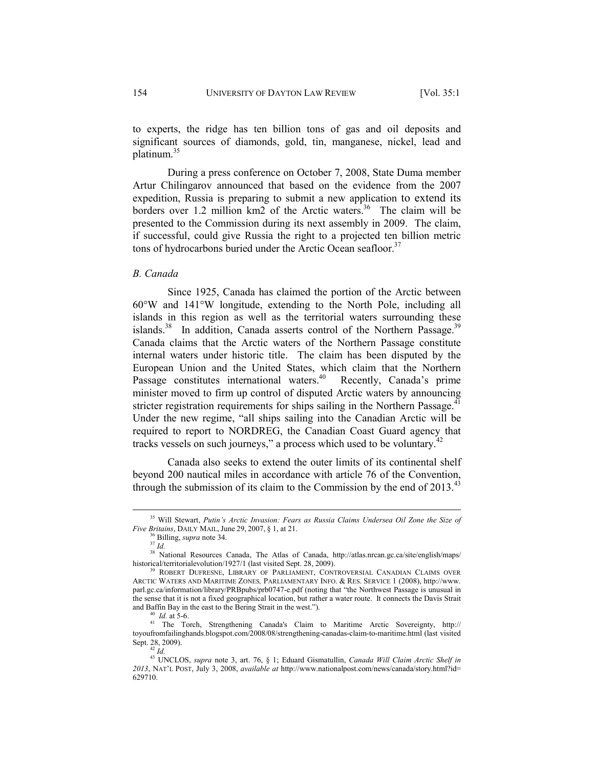to experts, the ridge has ten billion tons of gas and oil deposits and significant sources of diamonds, gold, tin, manganese, nickel, lead and platinum.[35]

During a press conference on October 7, 2008, State Duma member Artur Chilingarov announced that based on the evidence from the 2007 expedition, Russia is preparing to submit a new application to extend its borders over 1.2 million km2 of the Arctic waters.[36] The claim will be presented to the Commission during its next assembly in 2009. The claim, if successful, could give Russia the right to a projected ten billion metric tons of hydrocarbons buried under the Arctic Ocean seafloor.[37]

### *B. Canada*

Since 1925, Canada has claimed the portion of the Arctic between 60°W and 141°W longitude, extending to the North Pole, including all islands in this region as well as the territorial waters surrounding these islands.[38] In addition, Canada asserts control of the Northern Passage.[39] Canada claims that the Arctic waters of the Northern Passage constitute internal waters under historic title. The claim has been disputed by the European Union and the United States, which claim that the Northern Passage constitutes international waters.[40] Recently, Canada's prime minister moved to firm up control of disputed Arctic waters by announcing stricter registration requirements for ships sailing in the Northern Passage.[41] Under the new regime, "all ships sailing into the Canadian Arctic will be required to report to NORDREG, the Canadian Coast Guard agency that tracks vessels on such journeys," a process which used to be voluntary.[42]

Canada also seeks to extend the outer limits of its continental shelf beyond 200 nautical miles in accordance with article 76 of the Convention, through the submission of its claim to the Commission by the end of 2013.[43]

---

[35] Will Stewart, *Putin's Arctic Invasion: Fears as Russia Claims Undersea Oil Zone the Size of Five Britains*, DAILY MAIL, June 29, 2007, § 1, at 21.

[36] Billing, *supra* note 34.

[37] *Id.*

[38] National Resources Canada, The Atlas of Canada, http://atlas.nrcan.gc.ca/site/english/maps/historical/territorialevolution/1927/1 (last visited Sept. 28, 2009).

[39] ROBERT DUFRESNE, LIBRARY OF PARLIAMENT, CONTROVERSIAL CANADIAN CLAIMS OVER ARCTIC WATERS AND MARITIME ZONES, PARLIAMENTARY INFO. & RES. SERVICE 1 (2008), http://www.parl.gc.ca/information/library/PRBpubs/prb0747-e.pdf (noting that "the Northwest Passage is unusual in the sense that it is not a fixed geographical location, but rather a water route. It connects the Davis Strait and Baffin Bay in the east to the Bering Strait in the west.").

[40] *Id.* at 5-6.

[41] The Torch, Strengthening Canada's Claim to Maritime Arctic Sovereignty, http://toyoufromfailinghands.blogspot.com/2008/08/strengthening-canadas-claim-to-maritime.html (last visited Sept. 28, 2009).

[42] *Id.*

[43] UNCLOS, *supra* note 3, art. 76, § 1; Eduard Gismatullin, *Canada Will Claim Arctic Shelf in 2013*, NAT'L POST, July 3, 2008, *available at* http://www.nationalpost.com/news/canada/story.html?id=629710.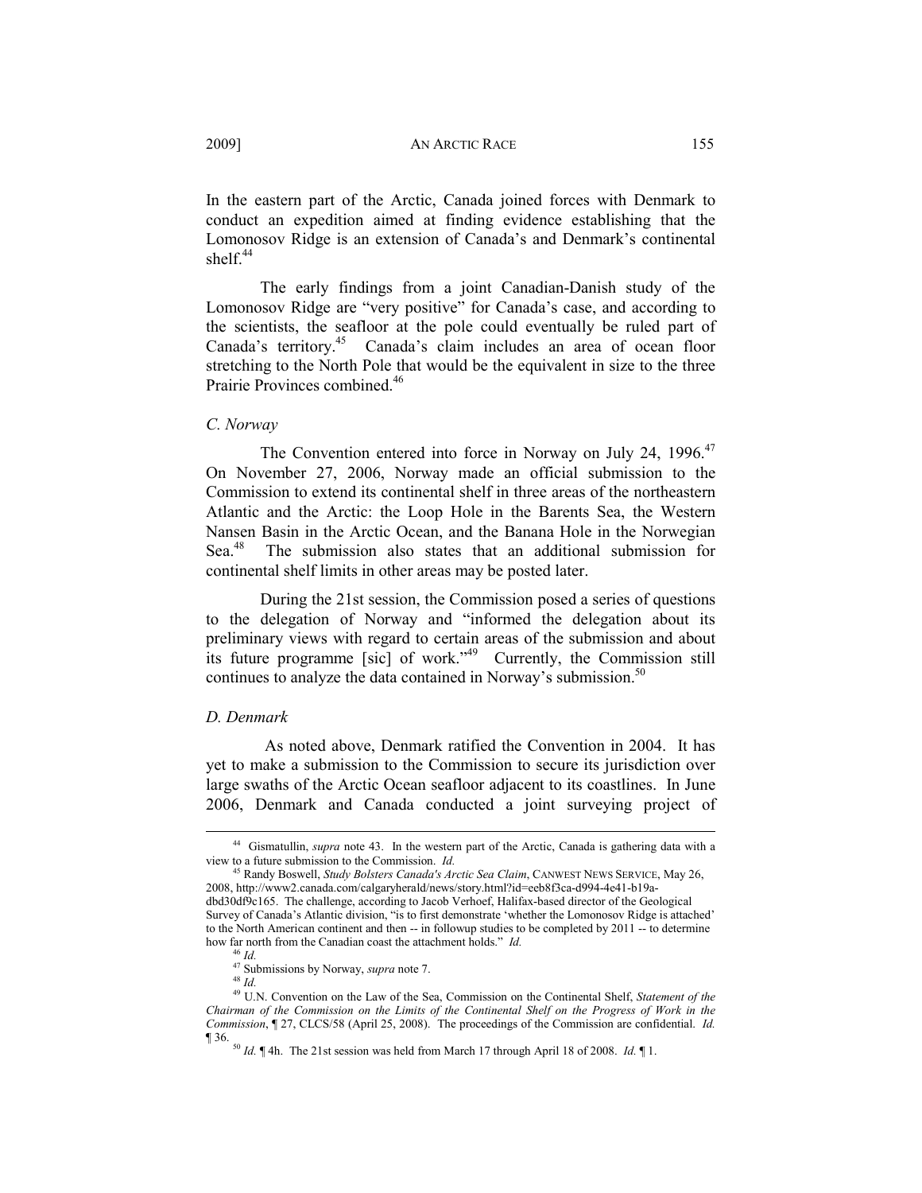In the eastern part of the Arctic, Canada joined forces with Denmark to conduct an expedition aimed at finding evidence establishing that the Lomonosov Ridge is an extension of Canada's and Denmark's continental shelf.[44]

The early findings from a joint Canadian-Danish study of the Lomonosov Ridge are "very positive" for Canada's case, and according to the scientists, the seafloor at the pole could eventually be ruled part of Canada's territory.[45] Canada's claim includes an area of ocean floor stretching to the North Pole that would be the equivalent in size to the three Prairie Provinces combined.[46]

### *C. Norway*

The Convention entered into force in Norway on July 24, 1996.[47] On November 27, 2006, Norway made an official submission to the Commission to extend its continental shelf in three areas of the northeastern Atlantic and the Arctic: the Loop Hole in the Barents Sea, the Western Nansen Basin in the Arctic Ocean, and the Banana Hole in the Norwegian Sea.[48] The submission also states that an additional submission for continental shelf limits in other areas may be posted later.

During the 21st session, the Commission posed a series of questions to the delegation of Norway and "informed the delegation about its preliminary views with regard to certain areas of the submission and about its future programme [sic] of work."[49] Currently, the Commission still continues to analyze the data contained in Norway's submission.[50]

### *D. Denmark*

As noted above, Denmark ratified the Convention in 2004. It has yet to make a submission to the Commission to secure its jurisdiction over large swaths of the Arctic Ocean seafloor adjacent to its coastlines. In June 2006, Denmark and Canada conducted a joint surveying project of

---

[44] Gismatullin, *supra* note 43. In the western part of the Arctic, Canada is gathering data with a view to a future submission to the Commission. *Id.*

[45] Randy Boswell, *Study Bolsters Canada's Arctic Sea Claim*, CANWEST NEWS SERVICE, May 26, 2008, http://www2.canada.com/calgaryherald/news/story.html?id=eeb8f3ca-d994-4e41-b19a-dbd30df9c165. The challenge, according to Jacob Verhoef, Halifax-based director of the Geological Survey of Canada's Atlantic division, "is to first demonstrate 'whether the Lomonosov Ridge is attached' to the North American continent and then -- in followup studies to be completed by 2011 -- to determine how far north from the Canadian coast the attachment holds." *Id.*

[46] *Id.*

[47] Submissions by Norway, *supra* note 7.

[48] *Id.*

[49] U.N. Convention on the Law of the Sea, Commission on the Continental Shelf, *Statement of the Chairman of the Commission on the Limits of the Continental Shelf on the Progress of Work in the Commission*, ¶ 27, CLCS/58 (April 25, 2008). The proceedings of the Commission are confidential. *Id.* ¶ 36.

[50] *Id.* ¶ 4h. The 21st session was held from March 17 through April 18 of 2008. *Id.* ¶ 1.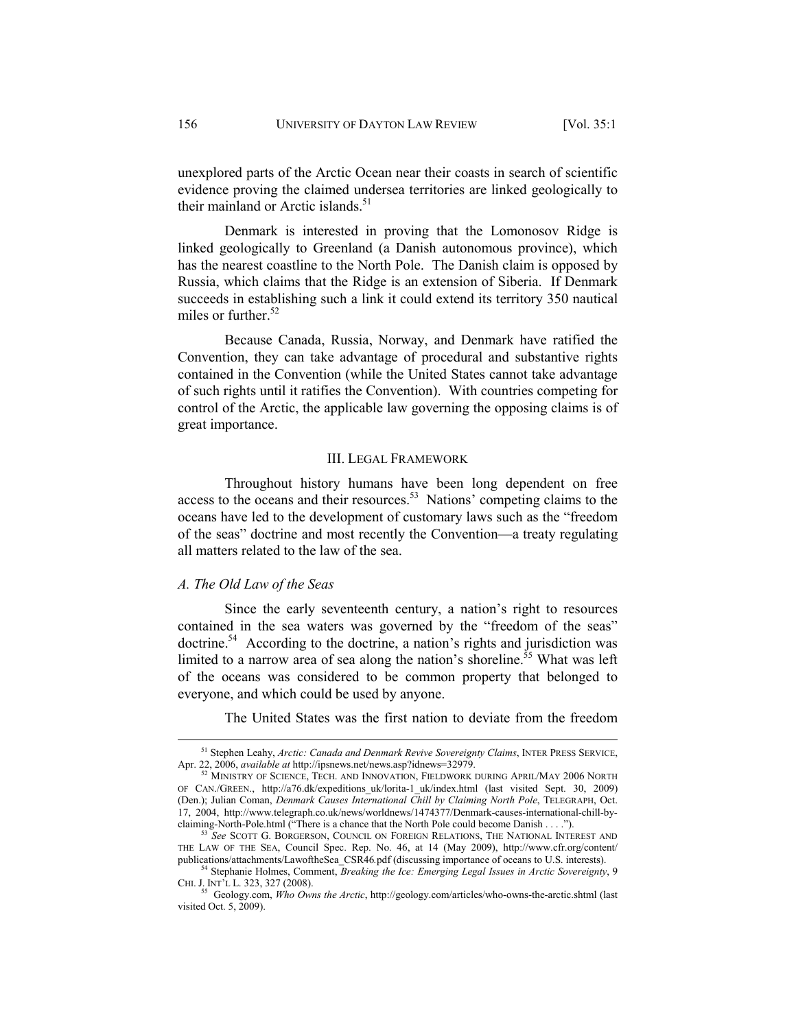unexplored parts of the Arctic Ocean near their coasts in search of scientific evidence proving the claimed undersea territories are linked geologically to their mainland or Arctic islands.[51]

Denmark is interested in proving that the Lomonosov Ridge is linked geologically to Greenland (a Danish autonomous province), which has the nearest coastline to the North Pole. The Danish claim is opposed by Russia, which claims that the Ridge is an extension of Siberia. If Denmark succeeds in establishing such a link it could extend its territory 350 nautical miles or further.[52]

Because Canada, Russia, Norway, and Denmark have ratified the Convention, they can take advantage of procedural and substantive rights contained in the Convention (while the United States cannot take advantage of such rights until it ratifies the Convention). With countries competing for control of the Arctic, the applicable law governing the opposing claims is of great importance.

## III. LEGAL FRAMEWORK

Throughout history humans have been long dependent on free access to the oceans and their resources.[53] Nations' competing claims to the oceans have led to the development of customary laws such as the "freedom of the seas" doctrine and most recently the Convention—a treaty regulating all matters related to the law of the sea.

### *A. The Old Law of the Seas*

Since the early seventeenth century, a nation's right to resources contained in the sea waters was governed by the "freedom of the seas" doctrine.[54] According to the doctrine, a nation's rights and jurisdiction was limited to a narrow area of sea along the nation's shoreline.[55] What was left of the oceans was considered to be common property that belonged to everyone, and which could be used by anyone.

The United States was the first nation to deviate from the freedom

---

[51] Stephen Leahy, *Arctic: Canada and Denmark Revive Sovereignty Claims*, INTER PRESS SERVICE, Apr. 22, 2006, *available at* http://ipsnews.net/news.asp?idnews=32979.

[52] MINISTRY OF SCIENCE, TECH. AND INNOVATION, FIELDWORK DURING APRIL/MAY 2006 NORTH OF CAN./GREEN., http://a76.dk/expeditions_uk/lorita-1_uk/index.html (last visited Sept. 30, 2009) (Den.); Julian Coman, *Denmark Causes International Chill by Claiming North Pole*, TELEGRAPH, Oct. 17, 2004, http://www.telegraph.co.uk/news/worldnews/1474377/Denmark-causes-international-chill-by-claiming-North-Pole.html ("There is a chance that the North Pole could become Danish . . . .").

[53] *See* SCOTT G. BORGERSON, COUNCIL ON FOREIGN RELATIONS, THE NATIONAL INTEREST AND THE LAW OF THE SEA, Council Spec. Rep. No. 46, at 14 (May 2009), http://www.cfr.org/content/publications/attachments/LawoftheSea_CSR46.pdf (discussing importance of oceans to U.S. interests).

[54] Stephanie Holmes, Comment, *Breaking the Ice: Emerging Legal Issues in Arctic Sovereignty*, 9 CHI. J. INT'L L. 323, 327 (2008).

[55] Geology.com, *Who Owns the Arctic*, http://geology.com/articles/who-owns-the-arctic.shtml (last visited Oct. 5, 2009).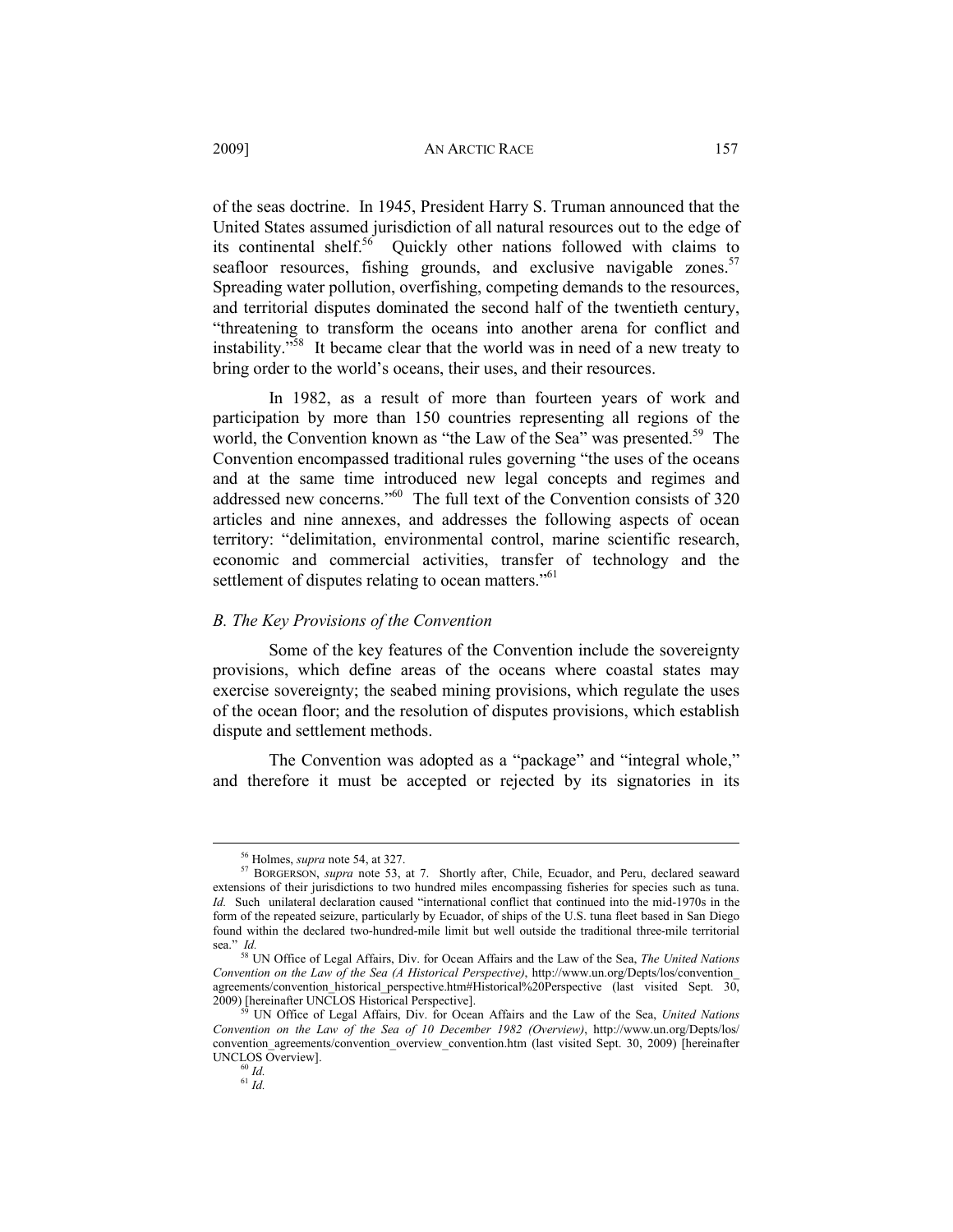of the seas doctrine. In 1945, President Harry S. Truman announced that the United States assumed jurisdiction of all natural resources out to the edge of its continental shelf.[56] Quickly other nations followed with claims to seafloor resources, fishing grounds, and exclusive navigable zones.[57] Spreading water pollution, overfishing, competing demands to the resources, and territorial disputes dominated the second half of the twentieth century, "threatening to transform the oceans into another arena for conflict and instability."[58] It became clear that the world was in need of a new treaty to bring order to the world's oceans, their uses, and their resources.

In 1982, as a result of more than fourteen years of work and participation by more than 150 countries representing all regions of the world, the Convention known as "the Law of the Sea" was presented.[59] The Convention encompassed traditional rules governing "the uses of the oceans and at the same time introduced new legal concepts and regimes and addressed new concerns."[60] The full text of the Convention consists of 320 articles and nine annexes, and addresses the following aspects of ocean territory: "delimitation, environmental control, marine scientific research, economic and commercial activities, transfer of technology and the settlement of disputes relating to ocean matters."[61]

### *B. The Key Provisions of the Convention*

Some of the key features of the Convention include the sovereignty provisions, which define areas of the oceans where coastal states may exercise sovereignty; the seabed mining provisions, which regulate the uses of the ocean floor; and the resolution of disputes provisions, which establish dispute and settlement methods.

The Convention was adopted as a "package" and "integral whole," and therefore it must be accepted or rejected by its signatories in its

---

[56] Holmes, *supra* note 54, at 327.

[57] BORGERSON, *supra* note 53, at 7. Shortly after, Chile, Ecuador, and Peru, declared seaward extensions of their jurisdictions to two hundred miles encompassing fisheries for species such as tuna. *Id.* Such unilateral declaration caused "international conflict that continued into the mid-1970s in the form of the repeated seizure, particularly by Ecuador, of ships of the U.S. tuna fleet based in San Diego found within the declared two-hundred-mile limit but well outside the traditional three-mile territorial sea." *Id.*

[58] UN Office of Legal Affairs, Div. for Ocean Affairs and the Law of the Sea, *The United Nations Convention on the Law of the Sea (A Historical Perspective)*, http://www.un.org/Depts/los/convention_agreements/convention_historical_perspective.htm#Historical%20Perspective (last visited Sept. 30, 2009) [hereinafter UNCLOS Historical Perspective].

[59] UN Office of Legal Affairs, Div. for Ocean Affairs and the Law of the Sea, *United Nations Convention on the Law of the Sea of 10 December 1982 (Overview)*, http://www.un.org/Depts/los/convention_agreements/convention_overview_convention.htm (last visited Sept. 30, 2009) [hereinafter UNCLOS Overview].

[60] *Id.*

[61] *Id.*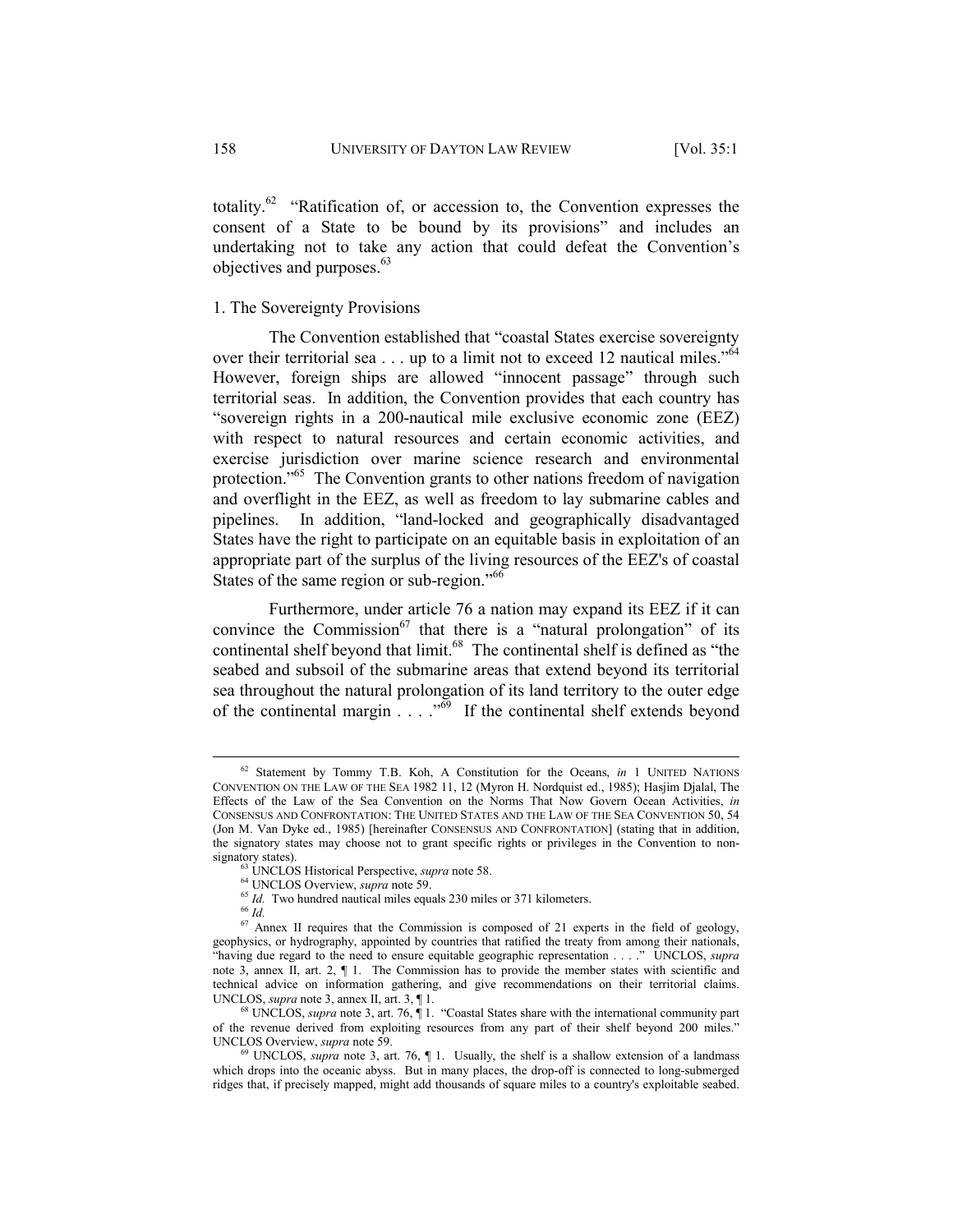totality.[62] "Ratification of, or accession to, the Convention expresses the consent of a State to be bound by its provisions" and includes an undertaking not to take any action that could defeat the Convention's objectives and purposes.[63]

1. The Sovereignty Provisions

The Convention established that "coastal States exercise sovereignty over their territorial sea . . . up to a limit not to exceed 12 nautical miles."[64] However, foreign ships are allowed "innocent passage" through such territorial seas. In addition, the Convention provides that each country has "sovereign rights in a 200-nautical mile exclusive economic zone (EEZ) with respect to natural resources and certain economic activities, and exercise jurisdiction over marine science research and environmental protection."[65] The Convention grants to other nations freedom of navigation and overflight in the EEZ, as well as freedom to lay submarine cables and pipelines. In addition, "land-locked and geographically disadvantaged States have the right to participate on an equitable basis in exploitation of an appropriate part of the surplus of the living resources of the EEZ's of coastal States of the same region or sub-region."[66]

Furthermore, under article 76 a nation may expand its EEZ if it can convince the Commission[67] that there is a "natural prolongation" of its continental shelf beyond that limit.[68] The continental shelf is defined as "the seabed and subsoil of the submarine areas that extend beyond its territorial sea throughout the natural prolongation of its land territory to the outer edge of the continental margin . . . ."[69] If the continental shelf extends beyond

---

[62] Statement by Tommy T.B. Koh, A Constitution for the Oceans, *in* 1 UNITED NATIONS CONVENTION ON THE LAW OF THE SEA 1982 11, 12 (Myron H. Nordquist ed., 1985); Hasjim Djalal, The Effects of the Law of the Sea Convention on the Norms That Now Govern Ocean Activities, *in* CONSENSUS AND CONFRONTATION: THE UNITED STATES AND THE LAW OF THE SEA CONVENTION 50, 54 (Jon M. Van Dyke ed., 1985) [hereinafter CONSENSUS AND CONFRONTATION] (stating that in addition, the signatory states may choose not to grant specific rights or privileges in the Convention to non-signatory states).

[63] UNCLOS Historical Perspective, *supra* note 58.

[64] UNCLOS Overview, *supra* note 59.

[65] *Id.* Two hundred nautical miles equals 230 miles or 371 kilometers.

[66] *Id.*

[67] Annex II requires that the Commission is composed of 21 experts in the field of geology, geophysics, or hydrography, appointed by countries that ratified the treaty from among their nationals, "having due regard to the need to ensure equitable geographic representation . . . ." UNCLOS, *supra* note 3, annex II, art. 2, ¶ 1. The Commission has to provide the member states with scientific and technical advice on information gathering, and give recommendations on their territorial claims. UNCLOS, *supra* note 3, annex II, art. 3, ¶ 1.

[68] UNCLOS, *supra* note 3, art. 76, ¶ 1. "Coastal States share with the international community part of the revenue derived from exploiting resources from any part of their shelf beyond 200 miles." UNCLOS Overview, *supra* note 59.

[69] UNCLOS, *supra* note 3, art. 76, ¶ 1. Usually, the shelf is a shallow extension of a landmass which drops into the oceanic abyss. But in many places, the drop-off is connected to long-submerged ridges that, if precisely mapped, might add thousands of square miles to a country's exploitable seabed.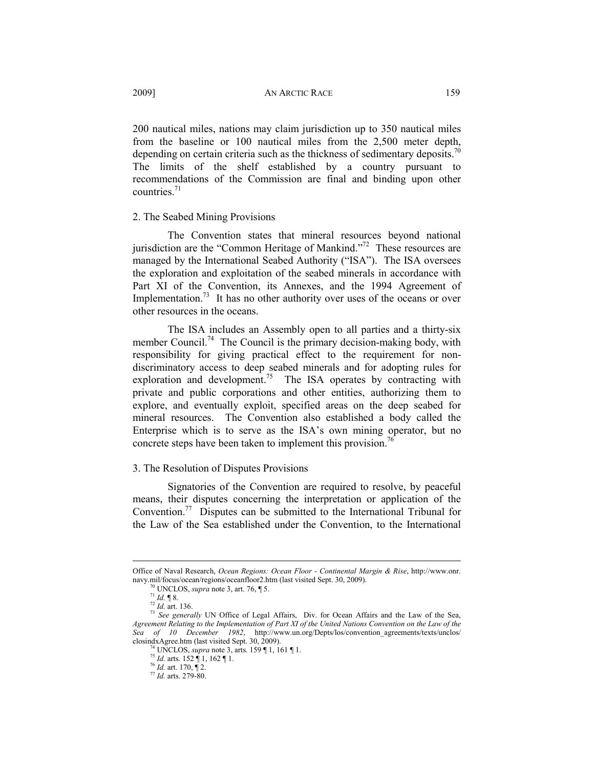200 nautical miles, nations may claim jurisdiction up to 350 nautical miles from the baseline or 100 nautical miles from the 2,500 meter depth, depending on certain criteria such as the thickness of sedimentary deposits.[70] The limits of the shelf established by a country pursuant to recommendations of the Commission are final and binding upon other countries.[71]

### 2. The Seabed Mining Provisions

The Convention states that mineral resources beyond national jurisdiction are the "Common Heritage of Mankind."[72] These resources are managed by the International Seabed Authority ("ISA"). The ISA oversees the exploration and exploitation of the seabed minerals in accordance with Part XI of the Convention, its Annexes, and the 1994 Agreement of Implementation.[73] It has no other authority over uses of the oceans or over other resources in the oceans.

The ISA includes an Assembly open to all parties and a thirty-six member Council.[74] The Council is the primary decision-making body, with responsibility for giving practical effect to the requirement for non-discriminatory access to deep seabed minerals and for adopting rules for exploration and development.[75] The ISA operates by contracting with private and public corporations and other entities, authorizing them to explore, and eventually exploit, specified areas on the deep seabed for mineral resources. The Convention also established a body called the Enterprise which is to serve as the ISA's own mining operator, but no concrete steps have been taken to implement this provision.[76]

### 3. The Resolution of Disputes Provisions

Signatories of the Convention are required to resolve, by peaceful means, their disputes concerning the interpretation or application of the Convention.[77] Disputes can be submitted to the International Tribunal for the Law of the Sea established under the Convention, to the International

---

Office of Naval Research, *Ocean Regions: Ocean Floor - Continental Margin & Rise*, http://www.onr.navy.mil/focus/ocean/regions/oceanfloor2.htm (last visited Sept. 30, 2009).

[70] UNCLOS, *supra* note 3, art. 76, ¶ 5.

[71] *Id.* ¶ 8.

[72] *Id.* art. 136.

[73] *See generally* UN Office of Legal Affairs, Div. for Ocean Affairs and the Law of the Sea, *Agreement Relating to the Implementation of Part XI of the United Nations Convention on the Law of the Sea of 10 December 1982*, http://www.un.org/Depts/los/convention_agreements/texts/unclos/closindxAgree.htm (last visited Sept. 30, 2009).

[74] UNCLOS, *supra* note 3, arts. 159 ¶ 1, 161 ¶ 1.

[75] *Id.* arts. 152 ¶ 1, 162 ¶ 1.

[76] *Id.* art. 170, ¶ 2.

[77] *Id.* arts. 279-80.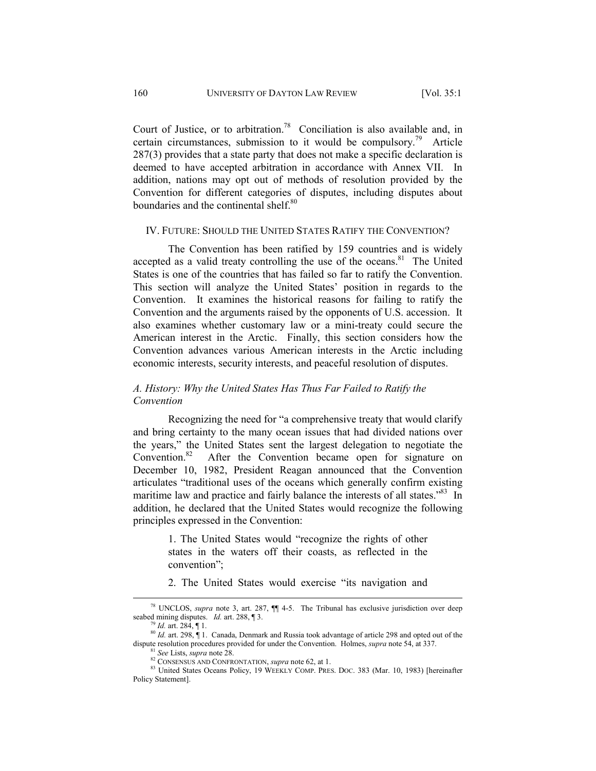Court of Justice, or to arbitration.[78] Conciliation is also available and, in certain circumstances, submission to it would be compulsory.[79] Article 287(3) provides that a state party that does not make a specific declaration is deemed to have accepted arbitration in accordance with Annex VII. In addition, nations may opt out of methods of resolution provided by the Convention for different categories of disputes, including disputes about boundaries and the continental shelf.[80]

## IV. FUTURE: SHOULD THE UNITED STATES RATIFY THE CONVENTION?

The Convention has been ratified by 159 countries and is widely accepted as a valid treaty controlling the use of the oceans.[81] The United States is one of the countries that has failed so far to ratify the Convention. This section will analyze the United States' position in regards to the Convention. It examines the historical reasons for failing to ratify the Convention and the arguments raised by the opponents of U.S. accession. It also examines whether customary law or a mini-treaty could secure the American interest in the Arctic. Finally, this section considers how the Convention advances various American interests in the Arctic including economic interests, security interests, and peaceful resolution of disputes.

### *A. History: Why the United States Has Thus Far Failed to Ratify the Convention*

Recognizing the need for "a comprehensive treaty that would clarify and bring certainty to the many ocean issues that had divided nations over the years," the United States sent the largest delegation to negotiate the Convention.[82] After the Convention became open for signature on December 10, 1982, President Reagan announced that the Convention articulates "traditional uses of the oceans which generally confirm existing maritime law and practice and fairly balance the interests of all states."[83] In addition, he declared that the United States would recognize the following principles expressed in the Convention:

> 1. The United States would "recognize the rights of other states in the waters off their coasts, as reflected in the convention";
>
> 2. The United States would exercise "its navigation and

---

[78] UNCLOS, *supra* note 3, art. 287, ¶¶ 4-5. The Tribunal has exclusive jurisdiction over deep seabed mining disputes. *Id.* art. 288, ¶ 3.

[79] *Id.* art. 284, ¶ 1.

[80] *Id.* art. 298, ¶ 1. Canada, Denmark and Russia took advantage of article 298 and opted out of the dispute resolution procedures provided for under the Convention. Holmes, *supra* note 54, at 337.

[81] *See* Lists, *supra* note 28.

[82] CONSENSUS AND CONFRONTATION, *supra* note 62, at 1.

[83] United States Oceans Policy, 19 WEEKLY COMP. PRES. DOC. 383 (Mar. 10, 1983) [hereinafter Policy Statement].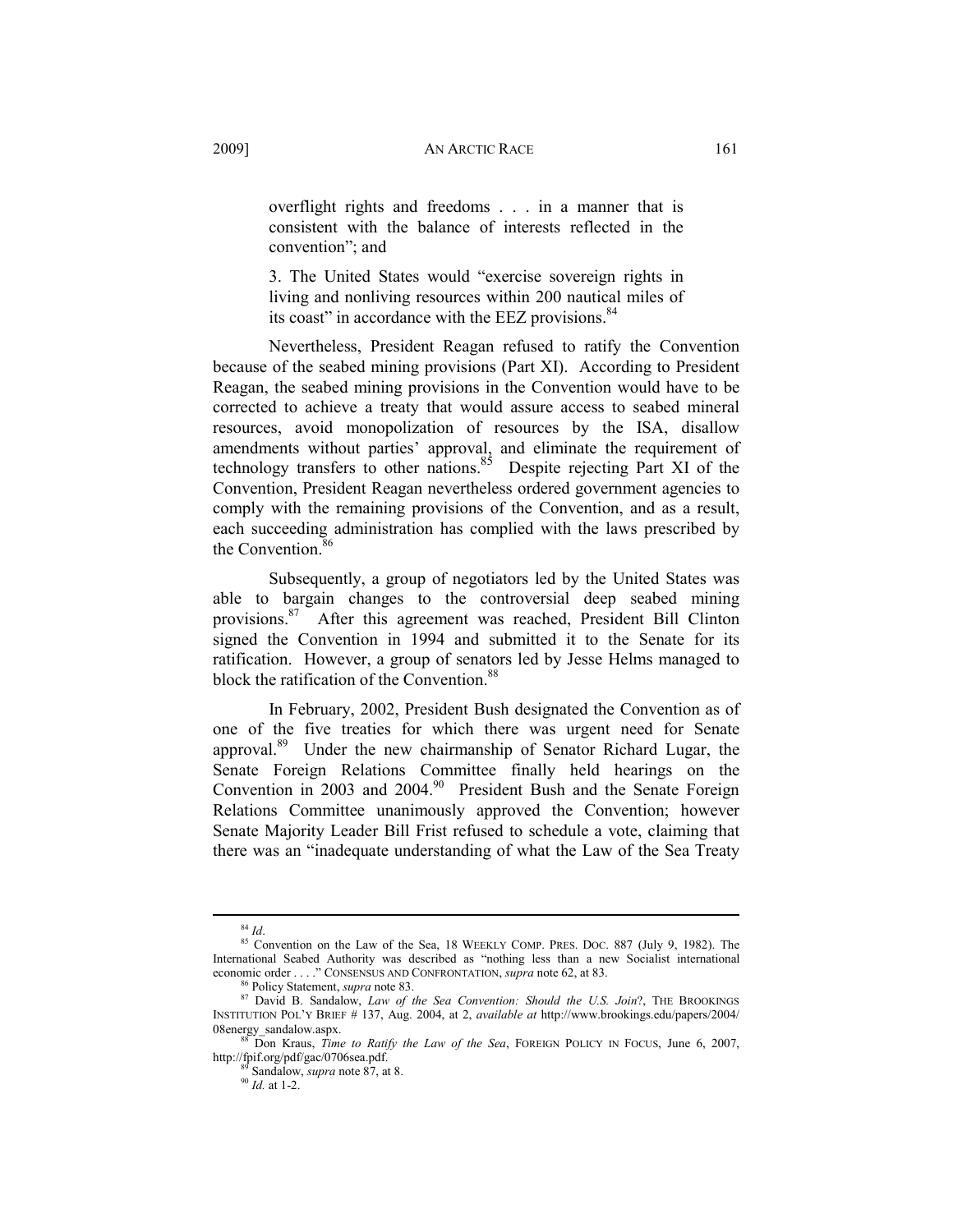> overflight rights and freedoms . . . in a manner that is consistent with the balance of interests reflected in the convention"; and
>
> 3. The United States would "exercise sovereign rights in living and nonliving resources within 200 nautical miles of its coast" in accordance with the EEZ provisions.[84]

Nevertheless, President Reagan refused to ratify the Convention because of the seabed mining provisions (Part XI). According to President Reagan, the seabed mining provisions in the Convention would have to be corrected to achieve a treaty that would assure access to seabed mineral resources, avoid monopolization of resources by the ISA, disallow amendments without parties' approval, and eliminate the requirement of technology transfers to other nations.[85] Despite rejecting Part XI of the Convention, President Reagan nevertheless ordered government agencies to comply with the remaining provisions of the Convention, and as a result, each succeeding administration has complied with the laws prescribed by the Convention.[86]

Subsequently, a group of negotiators led by the United States was able to bargain changes to the controversial deep seabed mining provisions.[87] After this agreement was reached, President Bill Clinton signed the Convention in 1994 and submitted it to the Senate for its ratification. However, a group of senators led by Jesse Helms managed to block the ratification of the Convention.[88]

In February, 2002, President Bush designated the Convention as of one of the five treaties for which there was urgent need for Senate approval.[89] Under the new chairmanship of Senator Richard Lugar, the Senate Foreign Relations Committee finally held hearings on the Convention in 2003 and 2004.[90] President Bush and the Senate Foreign Relations Committee unanimously approved the Convention; however Senate Majority Leader Bill Frist refused to schedule a vote, claiming that there was an "inadequate understanding of what the Law of the Sea Treaty

---

[84] *Id*.

[85] Convention on the Law of the Sea, 18 WEEKLY COMP. PRES. DOC. 887 (July 9, 1982). The International Seabed Authority was described as "nothing less than a new Socialist international economic order . . . ." CONSENSUS AND CONFRONTATION, *supra* note 62, at 83.

[86] Policy Statement, *supra* note 83.

[87] David B. Sandalow, *Law of the Sea Convention: Should the U.S. Join*?, THE BROOKINGS INSTITUTION POL'Y BRIEF # 137, Aug. 2004, at 2, *available at* http://www.brookings.edu/papers/2004/08energy_sandalow.aspx.

[88] Don Kraus, *Time to Ratify the Law of the Sea*, FOREIGN POLICY IN FOCUS, June 6, 2007, http://fpif.org/pdf/gac/0706sea.pdf.

[89] Sandalow, *supra* note 87, at 8.

[90] *Id.* at 1-2.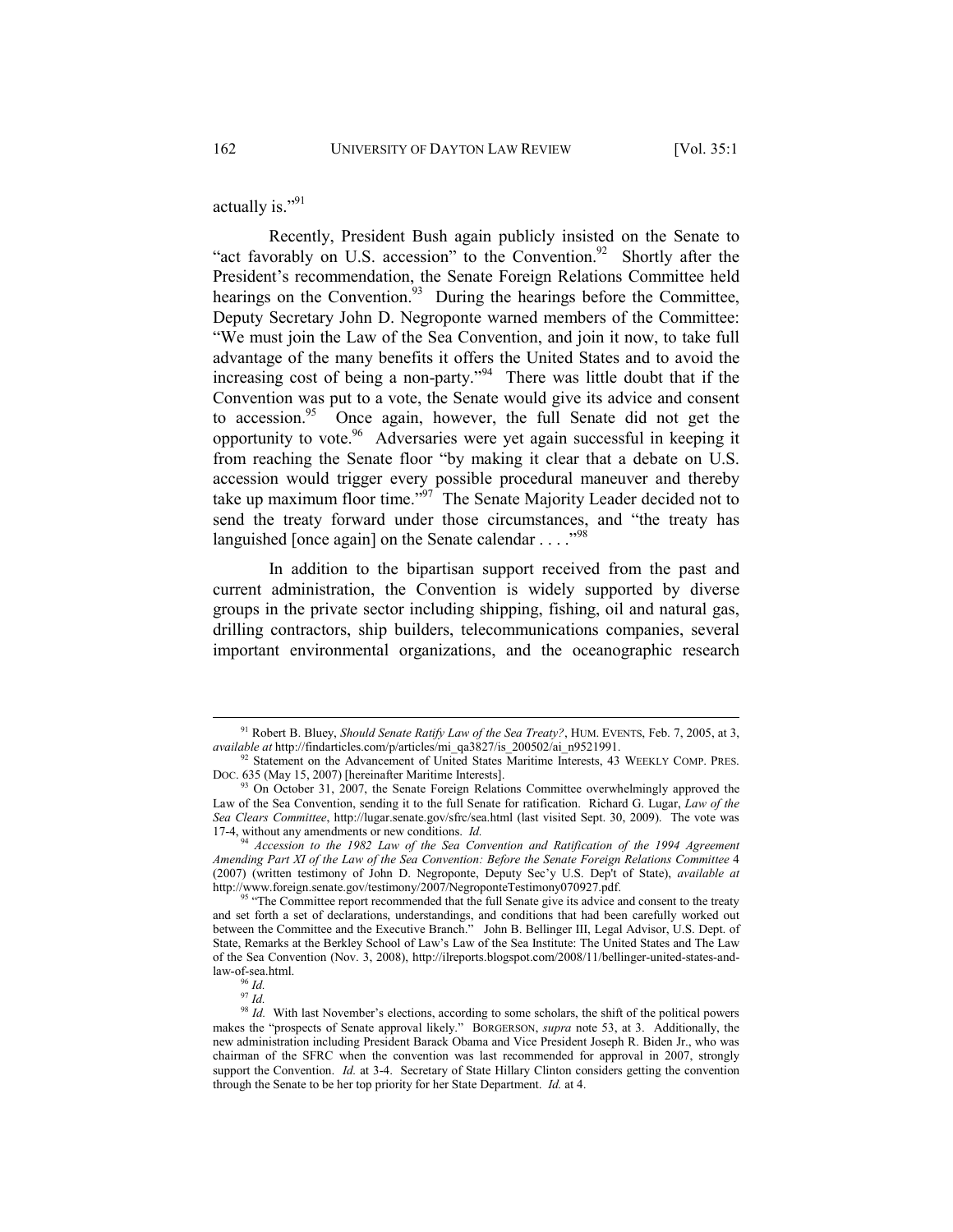actually is."[91]

Recently, President Bush again publicly insisted on the Senate to "act favorably on U.S. accession" to the Convention.[92] Shortly after the President's recommendation, the Senate Foreign Relations Committee held hearings on the Convention.[93] During the hearings before the Committee, Deputy Secretary John D. Negroponte warned members of the Committee: "We must join the Law of the Sea Convention, and join it now, to take full advantage of the many benefits it offers the United States and to avoid the increasing cost of being a non-party."[94] There was little doubt that if the Convention was put to a vote, the Senate would give its advice and consent to accession.[95] Once again, however, the full Senate did not get the opportunity to vote.[96] Adversaries were yet again successful in keeping it from reaching the Senate floor "by making it clear that a debate on U.S. accession would trigger every possible procedural maneuver and thereby take up maximum floor time."[97] The Senate Majority Leader decided not to send the treaty forward under those circumstances, and "the treaty has languished [once again] on the Senate calendar . . . ."[98]

In addition to the bipartisan support received from the past and current administration, the Convention is widely supported by diverse groups in the private sector including shipping, fishing, oil and natural gas, drilling contractors, ship builders, telecommunications companies, several important environmental organizations, and the oceanographic research

---

[91] Robert B. Bluey, *Should Senate Ratify Law of the Sea Treaty?*, HUM. EVENTS, Feb. 7, 2005, at 3, *available at* http://findarticles.com/p/articles/mi_qa3827/is_200502/ai_n9521991.

[92] Statement on the Advancement of United States Maritime Interests, 43 WEEKLY COMP. PRES. DOC. 635 (May 15, 2007) [hereinafter Maritime Interests].

[93] On October 31, 2007, the Senate Foreign Relations Committee overwhelmingly approved the Law of the Sea Convention, sending it to the full Senate for ratification. Richard G. Lugar, *Law of the Sea Clears Committee*, http://lugar.senate.gov/sfrc/sea.html (last visited Sept. 30, 2009). The vote was 17-4, without any amendments or new conditions. *Id.*

[94] *Accession to the 1982 Law of the Sea Convention and Ratification of the 1994 Agreement Amending Part XI of the Law of the Sea Convention: Before the Senate Foreign Relations Committee* 4 (2007) (written testimony of John D. Negroponte, Deputy Sec'y U.S. Dep't of State), *available at* http://www.foreign.senate.gov/testimony/2007/NegroponteTestimony070927.pdf.

[95] "The Committee report recommended that the full Senate give its advice and consent to the treaty and set forth a set of declarations, understandings, and conditions that had been carefully worked out between the Committee and the Executive Branch." John B. Bellinger III, Legal Advisor, U.S. Dept. of State, Remarks at the Berkley School of Law's Law of the Sea Institute: The United States and The Law of the Sea Convention (Nov. 3, 2008), http://ilreports.blogspot.com/2008/11/bellinger-united-states-and-law-of-sea.html.

[96] *Id.*

[97] *Id.*

[98] *Id.* With last November's elections, according to some scholars, the shift of the political powers makes the "prospects of Senate approval likely." BORGERSON, *supra* note 53, at 3. Additionally, the new administration including President Barack Obama and Vice President Joseph R. Biden Jr., who was chairman of the SFRC when the convention was last recommended for approval in 2007, strongly support the Convention. *Id.* at 3-4. Secretary of State Hillary Clinton considers getting the convention through the Senate to be her top priority for her State Department. *Id.* at 4.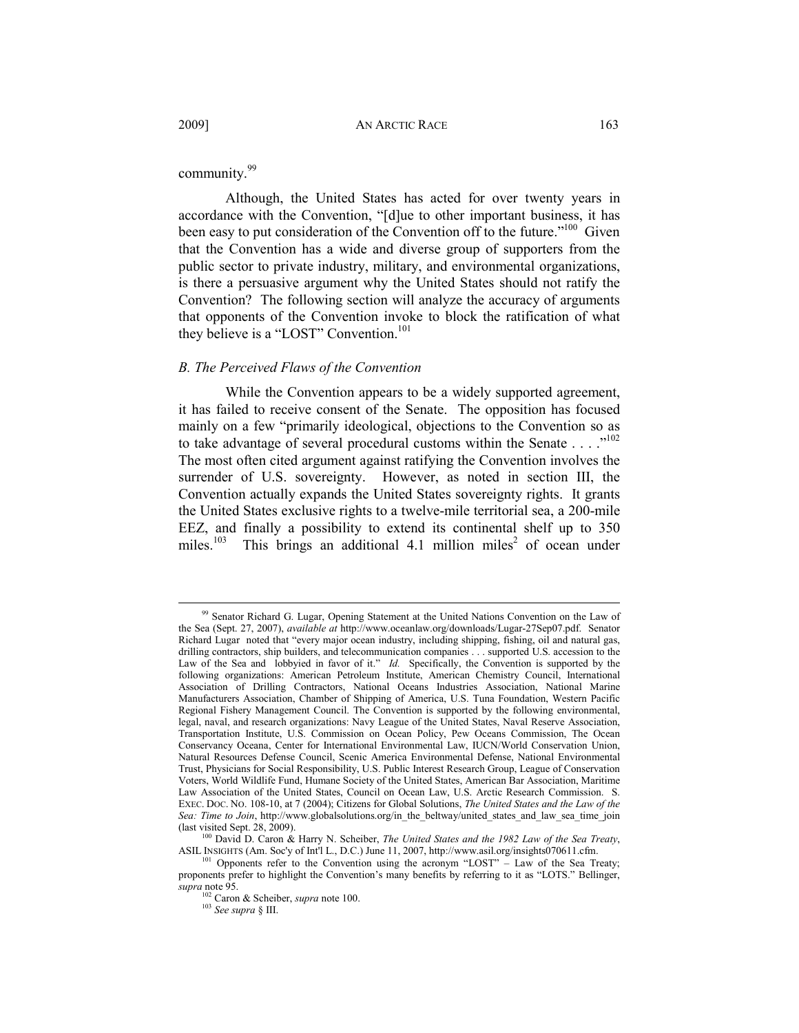community.[99]

Although, the United States has acted for over twenty years in accordance with the Convention, "[d]ue to other important business, it has been easy to put consideration of the Convention off to the future."[100] Given that the Convention has a wide and diverse group of supporters from the public sector to private industry, military, and environmental organizations, is there a persuasive argument why the United States should not ratify the Convention? The following section will analyze the accuracy of arguments that opponents of the Convention invoke to block the ratification of what they believe is a "LOST" Convention.[101]

### *B. The Perceived Flaws of the Convention*

While the Convention appears to be a widely supported agreement, it has failed to receive consent of the Senate. The opposition has focused mainly on a few "primarily ideological, objections to the Convention so as to take advantage of several procedural customs within the Senate . . . ."[102] The most often cited argument against ratifying the Convention involves the surrender of U.S. sovereignty. However, as noted in section III, the Convention actually expands the United States sovereignty rights. It grants the United States exclusive rights to a twelve-mile territorial sea, a 200-mile EEZ, and finally a possibility to extend its continental shelf up to 350 miles.[103] This brings an additional 4.1 million miles$^2$ of ocean under

---

[99] Senator Richard G. Lugar, Opening Statement at the United Nations Convention on the Law of the Sea (Sept. 27, 2007), *available at* http://www.oceanlaw.org/downloads/Lugar-27Sep07.pdf. Senator Richard Lugar noted that "every major ocean industry, including shipping, fishing, oil and natural gas, drilling contractors, ship builders, and telecommunication companies . . . supported U.S. accession to the Law of the Sea and lobbyied in favor of it." *Id.* Specifically, the Convention is supported by the following organizations: American Petroleum Institute, American Chemistry Council, International Association of Drilling Contractors, National Oceans Industries Association, National Marine Manufacturers Association, Chamber of Shipping of America, U.S. Tuna Foundation, Western Pacific Regional Fishery Management Council. The Convention is supported by the following environmental, legal, naval, and research organizations: Navy League of the United States, Naval Reserve Association, Transportation Institute, U.S. Commission on Ocean Policy, Pew Oceans Commission, The Ocean Conservancy Oceana, Center for International Environmental Law, IUCN/World Conservation Union, Natural Resources Defense Council, Scenic America Environmental Defense, National Environmental Trust, Physicians for Social Responsibility, U.S. Public Interest Research Group, League of Conservation Voters, World Wildlife Fund, Humane Society of the United States, American Bar Association, Maritime Law Association of the United States, Council on Ocean Law, U.S. Arctic Research Commission. S. EXEC. DOC. NO. 108-10, at 7 (2004); Citizens for Global Solutions, *The United States and the Law of the Sea: Time to Join*, http://www.globalsolutions.org/in_the_beltway/united_states_and_law_sea_time_join (last visited Sept. 28, 2009).

[100] David D. Caron & Harry N. Scheiber, *The United States and the 1982 Law of the Sea Treaty*, ASIL INSIGHTS (Am. Soc'y of Int'l L., D.C.) June 11, 2007, http://www.asil.org/insights070611.cfm.

[101] Opponents refer to the Convention using the acronym "LOST" – Law of the Sea Treaty; proponents prefer to highlight the Convention's many benefits by referring to it as "LOTS." Bellinger, *supra* note 95.

[102] Caron & Scheiber, *supra* note 100.

[103] *See supra* § III.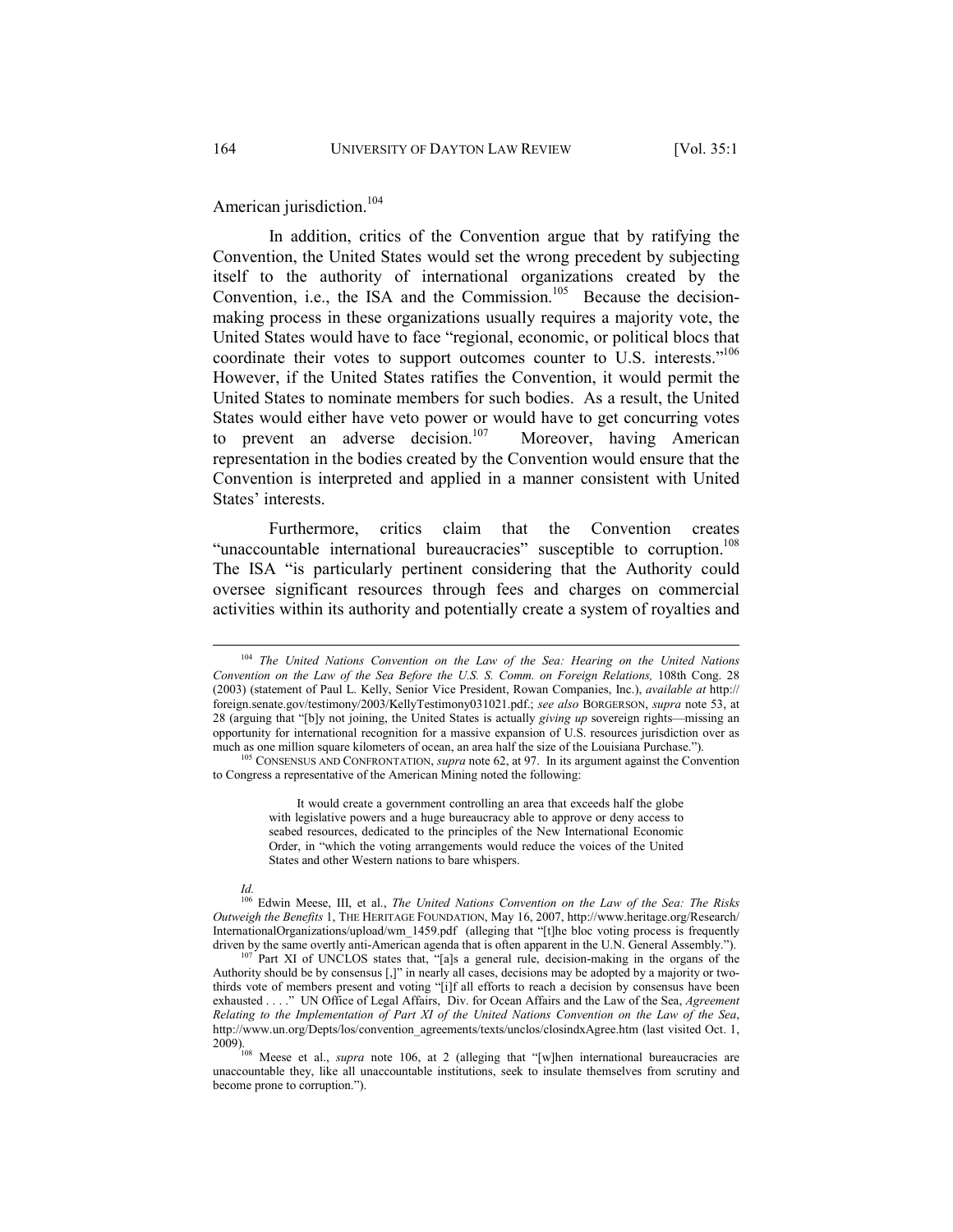American jurisdiction.[104]

In addition, critics of the Convention argue that by ratifying the Convention, the United States would set the wrong precedent by subjecting itself to the authority of international organizations created by the Convention, i.e., the ISA and the Commission.[105] Because the decision-making process in these organizations usually requires a majority vote, the United States would have to face "regional, economic, or political blocs that coordinate their votes to support outcomes counter to U.S. interests."[106] However, if the United States ratifies the Convention, it would permit the United States to nominate members for such bodies. As a result, the United States would either have veto power or would have to get concurring votes to prevent an adverse decision.[107] Moreover, having American representation in the bodies created by the Convention would ensure that the Convention is interpreted and applied in a manner consistent with United States' interests.

Furthermore, critics claim that the Convention creates "unaccountable international bureaucracies" susceptible to corruption.[108] The ISA "is particularly pertinent considering that the Authority could oversee significant resources through fees and charges on commercial activities within its authority and potentially create a system of royalties and

---

[104] *The United Nations Convention on the Law of the Sea: Hearing on the United Nations Convention on the Law of the Sea Before the U.S. S. Comm. on Foreign Relations,* 108th Cong. 28 (2003) (statement of Paul L. Kelly, Senior Vice President, Rowan Companies, Inc.), *available at* http://foreign.senate.gov/testimony/2003/KellyTestimony031021.pdf.; *see also* BORGERSON, *supra* note 53, at 28 (arguing that "[b]y not joining, the United States is actually *giving up* sovereign rights—missing an opportunity for international recognition for a massive expansion of U.S. resources jurisdiction over as much as one million square kilometers of ocean, an area half the size of the Louisiana Purchase.").

[105] CONSENSUS AND CONFRONTATION, *supra* note 62, at 97. In its argument against the Convention to Congress a representative of the American Mining noted the following:

> It would create a government controlling an area that exceeds half the globe with legislative powers and a huge bureaucracy able to approve or deny access to seabed resources, dedicated to the principles of the New International Economic Order, in "which the voting arrangements would reduce the voices of the United States and other Western nations to bare whispers.

*Id.*

[106] Edwin Meese, III, et al., *The United Nations Convention on the Law of the Sea: The Risks Outweigh the Benefits* 1, THE HERITAGE FOUNDATION, May 16, 2007, http://www.heritage.org/Research/InternationalOrganizations/upload/wm_1459.pdf (alleging that "[t]he bloc voting process is frequently driven by the same overtly anti-American agenda that is often apparent in the U.N. General Assembly.").

[107] Part XI of UNCLOS states that, "[a]s a general rule, decision-making in the organs of the Authority should be by consensus [,]" in nearly all cases, decisions may be adopted by a majority or two-thirds vote of members present and voting "[i]f all efforts to reach a decision by consensus have been exhausted . . . ." UN Office of Legal Affairs, Div. for Ocean Affairs and the Law of the Sea, *Agreement Relating to the Implementation of Part XI of the United Nations Convention on the Law of the Sea*, http://www.un.org/Depts/los/convention_agreements/texts/unclos/closindxAgree.htm (last visited Oct. 1, 2009).

[108] Meese et al., *supra* note 106, at 2 (alleging that "[w]hen international bureaucracies are unaccountable they, like all unaccountable institutions, seek to insulate themselves from scrutiny and become prone to corruption.").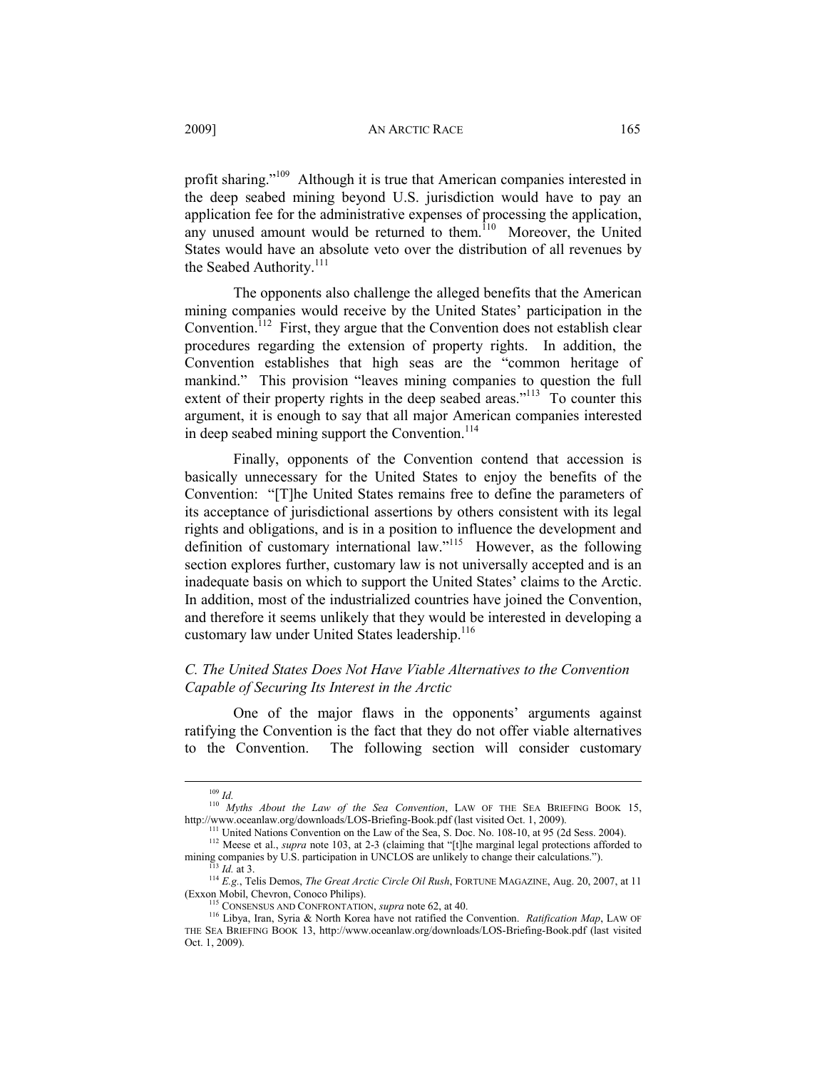profit sharing."[109] Although it is true that American companies interested in the deep seabed mining beyond U.S. jurisdiction would have to pay an application fee for the administrative expenses of processing the application, any unused amount would be returned to them.[110] Moreover, the United States would have an absolute veto over the distribution of all revenues by the Seabed Authority.[111]

The opponents also challenge the alleged benefits that the American mining companies would receive by the United States' participation in the Convention.[112] First, they argue that the Convention does not establish clear procedures regarding the extension of property rights. In addition, the Convention establishes that high seas are the "common heritage of mankind." This provision "leaves mining companies to question the full extent of their property rights in the deep seabed areas."[113] To counter this argument, it is enough to say that all major American companies interested in deep seabed mining support the Convention.[114]

Finally, opponents of the Convention contend that accession is basically unnecessary for the United States to enjoy the benefits of the Convention: "[T]he United States remains free to define the parameters of its acceptance of jurisdictional assertions by others consistent with its legal rights and obligations, and is in a position to influence the development and definition of customary international law."[115] However, as the following section explores further, customary law is not universally accepted and is an inadequate basis on which to support the United States' claims to the Arctic. In addition, most of the industrialized countries have joined the Convention, and therefore it seems unlikely that they would be interested in developing a customary law under United States leadership.[116]

### *C. The United States Does Not Have Viable Alternatives to the Convention Capable of Securing Its Interest in the Arctic*

One of the major flaws in the opponents' arguments against ratifying the Convention is the fact that they do not offer viable alternatives to the Convention. The following section will consider customary

---

[109] *Id.*

[110] *Myths About the Law of the Sea Convention*, LAW OF THE SEA BRIEFING BOOK 15, http://www.oceanlaw.org/downloads/LOS-Briefing-Book.pdf (last visited Oct. 1, 2009).

[111] United Nations Convention on the Law of the Sea, S. Doc. No. 108-10, at 95 (2d Sess. 2004).

[112] Meese et al., *supra* note 103, at 2-3 (claiming that "[t]he marginal legal protections afforded to mining companies by U.S. participation in UNCLOS are unlikely to change their calculations.").

[113] *Id.* at 3.

[114] *E.g.*, Telis Demos, *The Great Arctic Circle Oil Rush*, FORTUNE MAGAZINE, Aug. 20, 2007, at 11 (Exxon Mobil, Chevron, Conoco Philips).

[115] CONSENSUS AND CONFRONTATION, *supra* note 62, at 40.

[116] Libya, Iran, Syria & North Korea have not ratified the Convention. *Ratification Map*, LAW OF THE SEA BRIEFING BOOK 13, http://www.oceanlaw.org/downloads/LOS-Briefing-Book.pdf (last visited Oct. 1, 2009).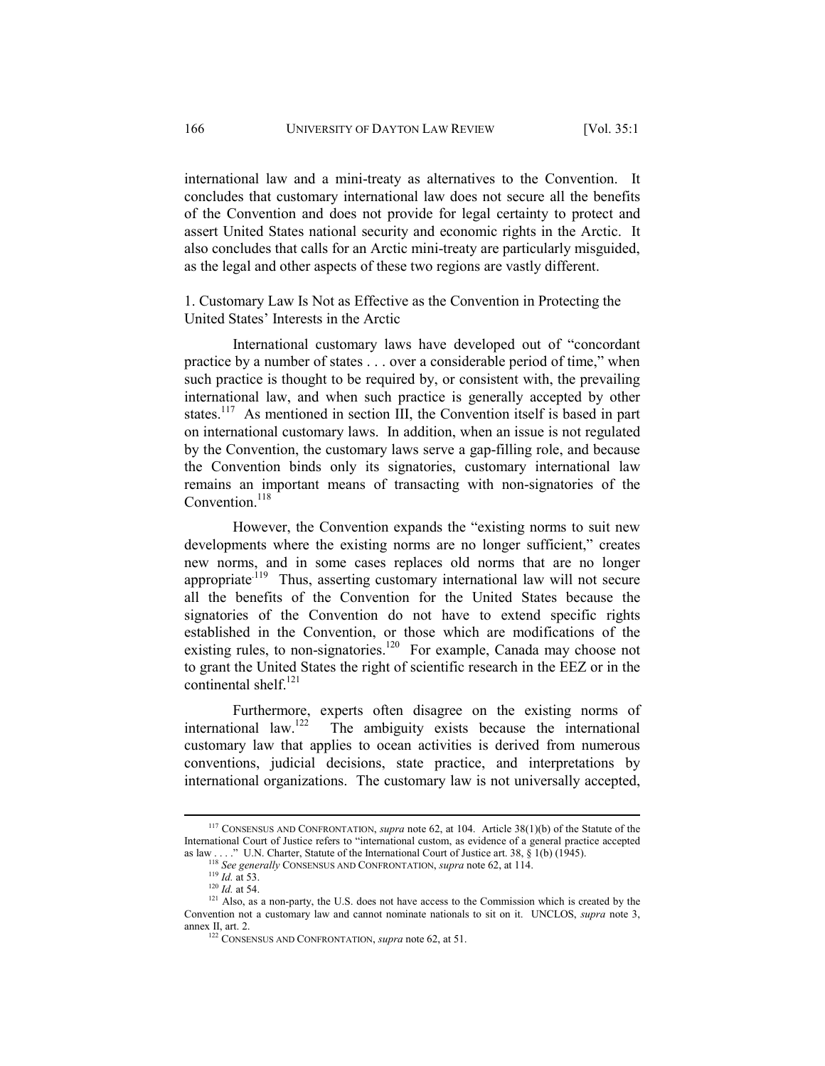international law and a mini-treaty as alternatives to the Convention. It concludes that customary international law does not secure all the benefits of the Convention and does not provide for legal certainty to protect and assert United States national security and economic rights in the Arctic. It also concludes that calls for an Arctic mini-treaty are particularly misguided, as the legal and other aspects of these two regions are vastly different.

### 1. Customary Law Is Not as Effective as the Convention in Protecting the United States' Interests in the Arctic

International customary laws have developed out of "concordant practice by a number of states . . . over a considerable period of time," when such practice is thought to be required by, or consistent with, the prevailing international law, and when such practice is generally accepted by other states.[117] As mentioned in section III, the Convention itself is based in part on international customary laws. In addition, when an issue is not regulated by the Convention, the customary laws serve a gap-filling role, and because the Convention binds only its signatories, customary international law remains an important means of transacting with non-signatories of the Convention.[118]

However, the Convention expands the "existing norms to suit new developments where the existing norms are no longer sufficient," creates new norms, and in some cases replaces old norms that are no longer appropriate.[119] Thus, asserting customary international law will not secure all the benefits of the Convention for the United States because the signatories of the Convention do not have to extend specific rights established in the Convention, or those which are modifications of the existing rules, to non-signatories.[120] For example, Canada may choose not to grant the United States the right of scientific research in the EEZ or in the continental shelf.[121]

Furthermore, experts often disagree on the existing norms of international law.[122] The ambiguity exists because the international customary law that applies to ocean activities is derived from numerous conventions, judicial decisions, state practice, and interpretations by international organizations. The customary law is not universally accepted,

---

[117] CONSENSUS AND CONFRONTATION, *supra* note 62, at 104. Article 38(1)(b) of the Statute of the International Court of Justice refers to "international custom, as evidence of a general practice accepted as law . . . ." U.N. Charter, Statute of the International Court of Justice art. 38, § 1(b) (1945).

[118] *See generally* CONSENSUS AND CONFRONTATION, *supra* note 62, at 114.

[119] *Id.* at 53.

[120] *Id.* at 54.

[121] Also, as a non-party, the U.S. does not have access to the Commission which is created by the Convention not a customary law and cannot nominate nationals to sit on it. UNCLOS, *supra* note 3, annex II, art. 2.

[122] CONSENSUS AND CONFRONTATION, *supra* note 62, at 51.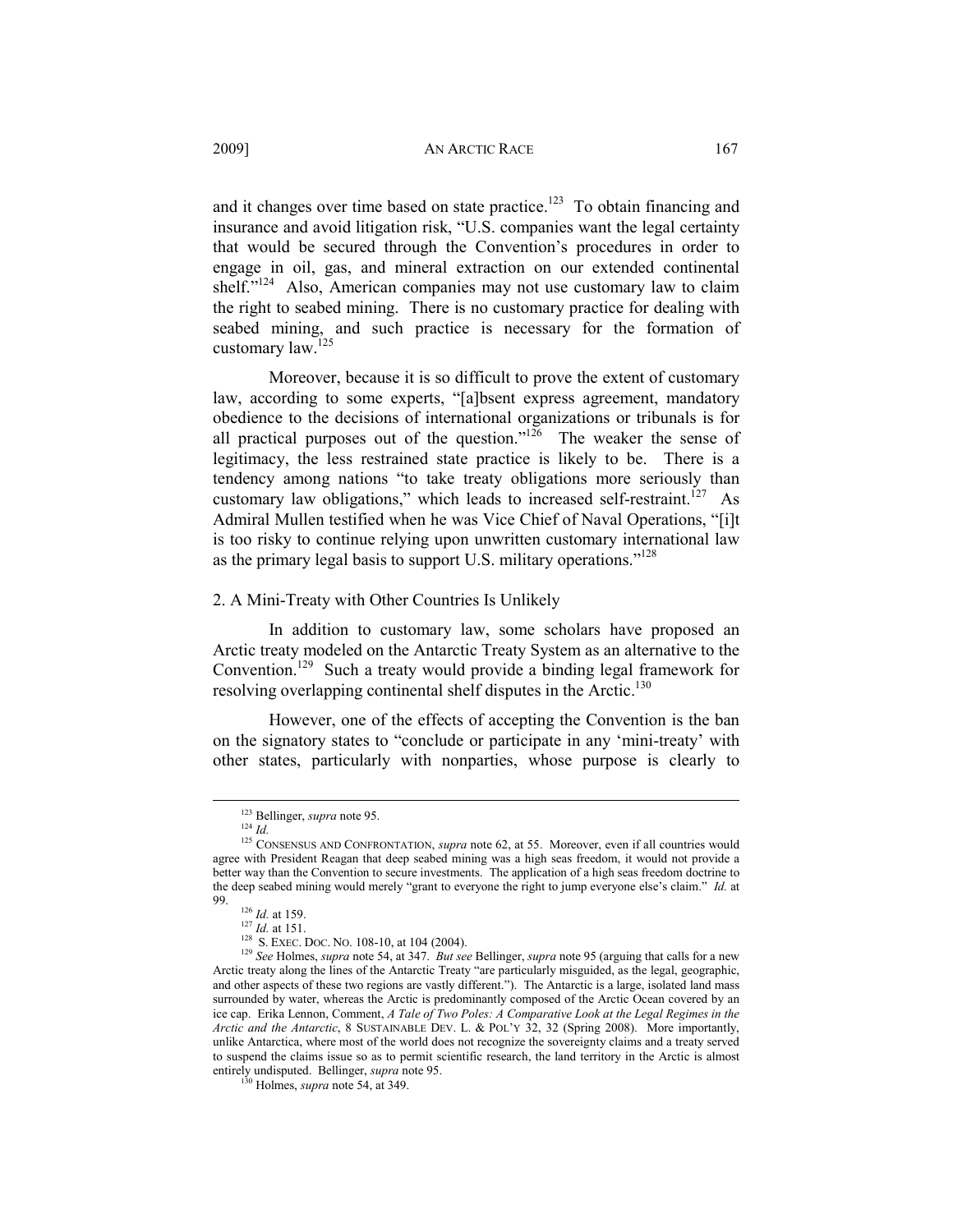and it changes over time based on state practice.[123] To obtain financing and insurance and avoid litigation risk, "U.S. companies want the legal certainty that would be secured through the Convention's procedures in order to engage in oil, gas, and mineral extraction on our extended continental shelf."[124] Also, American companies may not use customary law to claim the right to seabed mining. There is no customary practice for dealing with seabed mining, and such practice is necessary for the formation of customary law.[125]

Moreover, because it is so difficult to prove the extent of customary law, according to some experts, "[a]bsent express agreement, mandatory obedience to the decisions of international organizations or tribunals is for all practical purposes out of the question."[126] The weaker the sense of legitimacy, the less restrained state practice is likely to be. There is a tendency among nations "to take treaty obligations more seriously than customary law obligations," which leads to increased self-restraint.[127] As Admiral Mullen testified when he was Vice Chief of Naval Operations, "[i]t is too risky to continue relying upon unwritten customary international law as the primary legal basis to support U.S. military operations."[128]

### 2. A Mini-Treaty with Other Countries Is Unlikely

In addition to customary law, some scholars have proposed an Arctic treaty modeled on the Antarctic Treaty System as an alternative to the Convention.[129] Such a treaty would provide a binding legal framework for resolving overlapping continental shelf disputes in the Arctic.[130]

However, one of the effects of accepting the Convention is the ban on the signatory states to "conclude or participate in any 'mini-treaty' with other states, particularly with nonparties, whose purpose is clearly to

---

[123] Bellinger, *supra* note 95.

[124] *Id.*

[125] CONSENSUS AND CONFRONTATION, *supra* note 62, at 55. Moreover, even if all countries would agree with President Reagan that deep seabed mining was a high seas freedom, it would not provide a better way than the Convention to secure investments. The application of a high seas freedom doctrine to the deep seabed mining would merely "grant to everyone the right to jump everyone else's claim." *Id.* at 99.

[126] *Id.* at 159.

[127] *Id.* at 151.

[128] S. EXEC. DOC. NO. 108-10, at 104 (2004).

[129] *See* Holmes, *supra* note 54, at 347. *But see* Bellinger, *supra* note 95 (arguing that calls for a new Arctic treaty along the lines of the Antarctic Treaty "are particularly misguided, as the legal, geographic, and other aspects of these two regions are vastly different."). The Antarctic is a large, isolated land mass surrounded by water, whereas the Arctic is predominantly composed of the Arctic Ocean covered by an ice cap. Erika Lennon, Comment, *A Tale of Two Poles: A Comparative Look at the Legal Regimes in the Arctic and the Antarctic*, 8 SUSTAINABLE DEV. L. & POL'Y 32, 32 (Spring 2008). More importantly, unlike Antarctica, where most of the world does not recognize the sovereignty claims and a treaty served to suspend the claims issue so as to permit scientific research, the land territory in the Arctic is almost entirely undisputed. Bellinger, *supra* note 95.

[130] Holmes, *supra* note 54, at 349.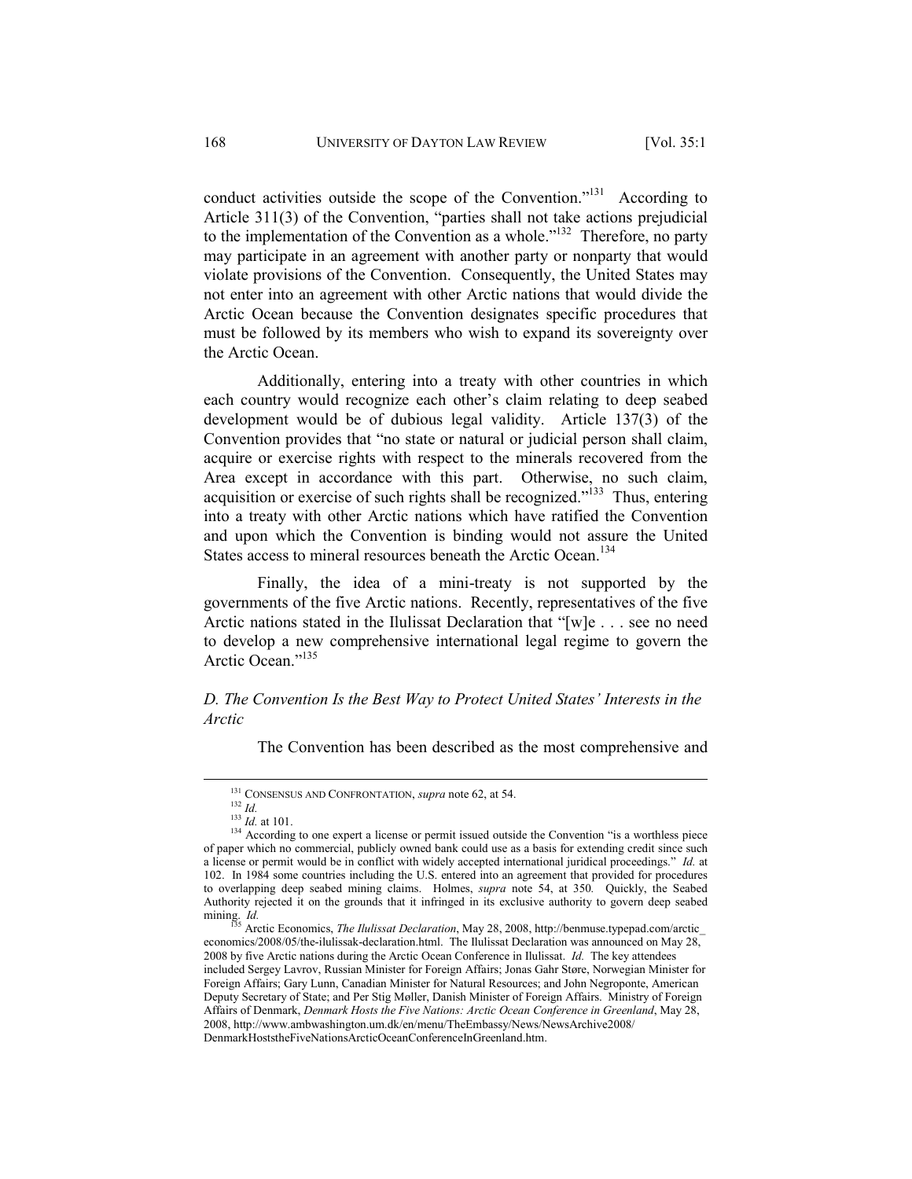conduct activities outside the scope of the Convention."[131] According to Article 311(3) of the Convention, "parties shall not take actions prejudicial to the implementation of the Convention as a whole."[132] Therefore, no party may participate in an agreement with another party or nonparty that would violate provisions of the Convention. Consequently, the United States may not enter into an agreement with other Arctic nations that would divide the Arctic Ocean because the Convention designates specific procedures that must be followed by its members who wish to expand its sovereignty over the Arctic Ocean.

Additionally, entering into a treaty with other countries in which each country would recognize each other's claim relating to deep seabed development would be of dubious legal validity. Article 137(3) of the Convention provides that "no state or natural or judicial person shall claim, acquire or exercise rights with respect to the minerals recovered from the Area except in accordance with this part. Otherwise, no such claim, acquisition or exercise of such rights shall be recognized."[133] Thus, entering into a treaty with other Arctic nations which have ratified the Convention and upon which the Convention is binding would not assure the United States access to mineral resources beneath the Arctic Ocean.[134]

Finally, the idea of a mini-treaty is not supported by the governments of the five Arctic nations. Recently, representatives of the five Arctic nations stated in the Ilulissat Declaration that "[w]e . . . see no need to develop a new comprehensive international legal regime to govern the Arctic Ocean."[135]

### *D. The Convention Is the Best Way to Protect United States' Interests in the Arctic*

The Convention has been described as the most comprehensive and

---

[131] CONSENSUS AND CONFRONTATION, *supra* note 62, at 54.

[132] *Id.*

[133] *Id.* at 101.

[134] According to one expert a license or permit issued outside the Convention "is a worthless piece of paper which no commercial, publicly owned bank could use as a basis for extending credit since such a license or permit would be in conflict with widely accepted international juridical proceedings." *Id.* at 102. In 1984 some countries including the U.S. entered into an agreement that provided for procedures to overlapping deep seabed mining claims. Holmes, *supra* note 54, at 350. Quickly, the Seabed Authority rejected it on the grounds that it infringed in its exclusive authority to govern deep seabed mining. *Id.*

[135] Arctic Economics, *The Ilulissat Declaration*, May 28, 2008, http://benmuse.typepad.com/arctic_economics/2008/05/the-ilulissak-declaration.html. The Ilulissat Declaration was announced on May 28, 2008 by five Arctic nations during the Arctic Ocean Conference in Ilulissat. *Id.* The key attendees included Sergey Lavrov, Russian Minister for Foreign Affairs; Jonas Gahr Støre, Norwegian Minister for Foreign Affairs; Gary Lunn, Canadian Minister for Natural Resources; and John Negroponte, American Deputy Secretary of State; and Per Stig Møller, Danish Minister of Foreign Affairs. Ministry of Foreign Affairs of Denmark, *Denmark Hosts the Five Nations: Arctic Ocean Conference in Greenland*, May 28, 2008, http://www.ambwashington.um.dk/en/menu/TheEmbassy/News/NewsArchive2008/DenmarkHoststheFiveNationsArcticOceanConferenceInGreenland.htm.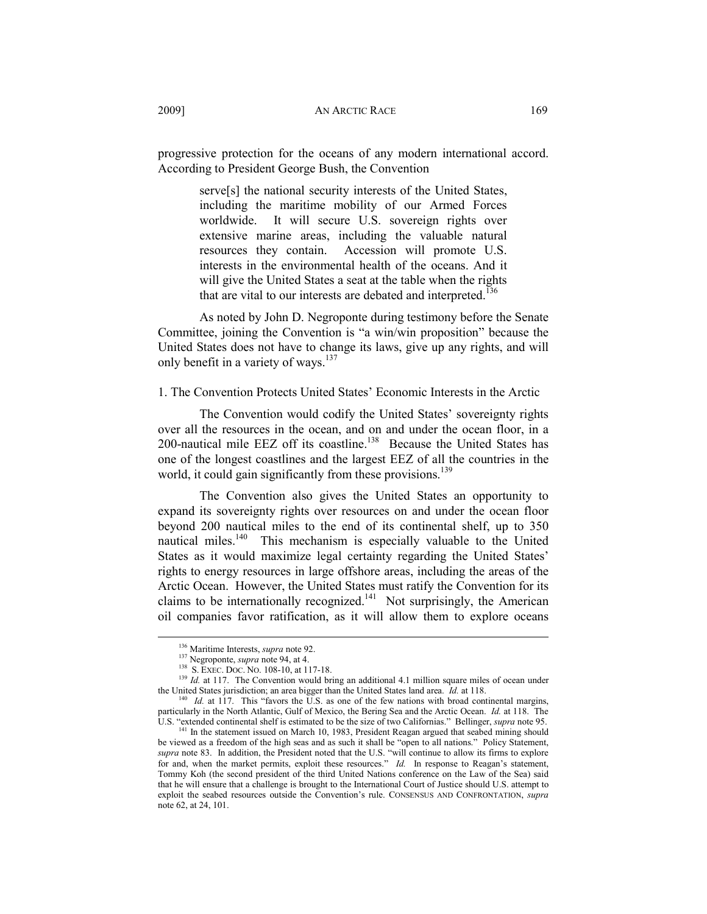progressive protection for the oceans of any modern international accord. According to President George Bush, the Convention

> serve[s] the national security interests of the United States, including the maritime mobility of our Armed Forces worldwide. It will secure U.S. sovereign rights over extensive marine areas, including the valuable natural resources they contain. Accession will promote U.S. interests in the environmental health of the oceans. And it will give the United States a seat at the table when the rights that are vital to our interests are debated and interpreted.[136]

As noted by John D. Negroponte during testimony before the Senate Committee, joining the Convention is "a win/win proposition" because the United States does not have to change its laws, give up any rights, and will only benefit in a variety of ways.[137]

1. The Convention Protects United States' Economic Interests in the Arctic

The Convention would codify the United States' sovereignty rights over all the resources in the ocean, and on and under the ocean floor, in a 200-nautical mile EEZ off its coastline.[138] Because the United States has one of the longest coastlines and the largest EEZ of all the countries in the world, it could gain significantly from these provisions.[139]

The Convention also gives the United States an opportunity to expand its sovereignty rights over resources on and under the ocean floor beyond 200 nautical miles to the end of its continental shelf, up to 350 nautical miles.[140] This mechanism is especially valuable to the United States as it would maximize legal certainty regarding the United States' rights to energy resources in large offshore areas, including the areas of the Arctic Ocean. However, the United States must ratify the Convention for its claims to be internationally recognized.[141] Not surprisingly, the American oil companies favor ratification, as it will allow them to explore oceans

---

[136] Maritime Interests, *supra* note 92.

[137] Negroponte, *supra* note 94, at 4.

[138] S. EXEC. DOC. NO. 108-10, at 117-18.

[139] *Id.* at 117. The Convention would bring an additional 4.1 million square miles of ocean under the United States jurisdiction; an area bigger than the United States land area. *Id.* at 118.

[140] *Id.* at 117. This "favors the U.S. as one of the few nations with broad continental margins, particularly in the North Atlantic, Gulf of Mexico, the Bering Sea and the Arctic Ocean. *Id.* at 118. The U.S. "extended continental shelf is estimated to be the size of two Californias." Bellinger, *supra* note 95.

[141] In the statement issued on March 10, 1983, President Reagan argued that seabed mining should be viewed as a freedom of the high seas and as such it shall be "open to all nations." Policy Statement, *supra* note 83. In addition, the President noted that the U.S. "will continue to allow its firms to explore for and, when the market permits, exploit these resources." *Id.* In response to Reagan's statement, Tommy Koh (the second president of the third United Nations conference on the Law of the Sea) said that he will ensure that a challenge is brought to the International Court of Justice should U.S. attempt to exploit the seabed resources outside the Convention's rule. CONSENSUS AND CONFRONTATION, *supra* note 62, at 24, 101.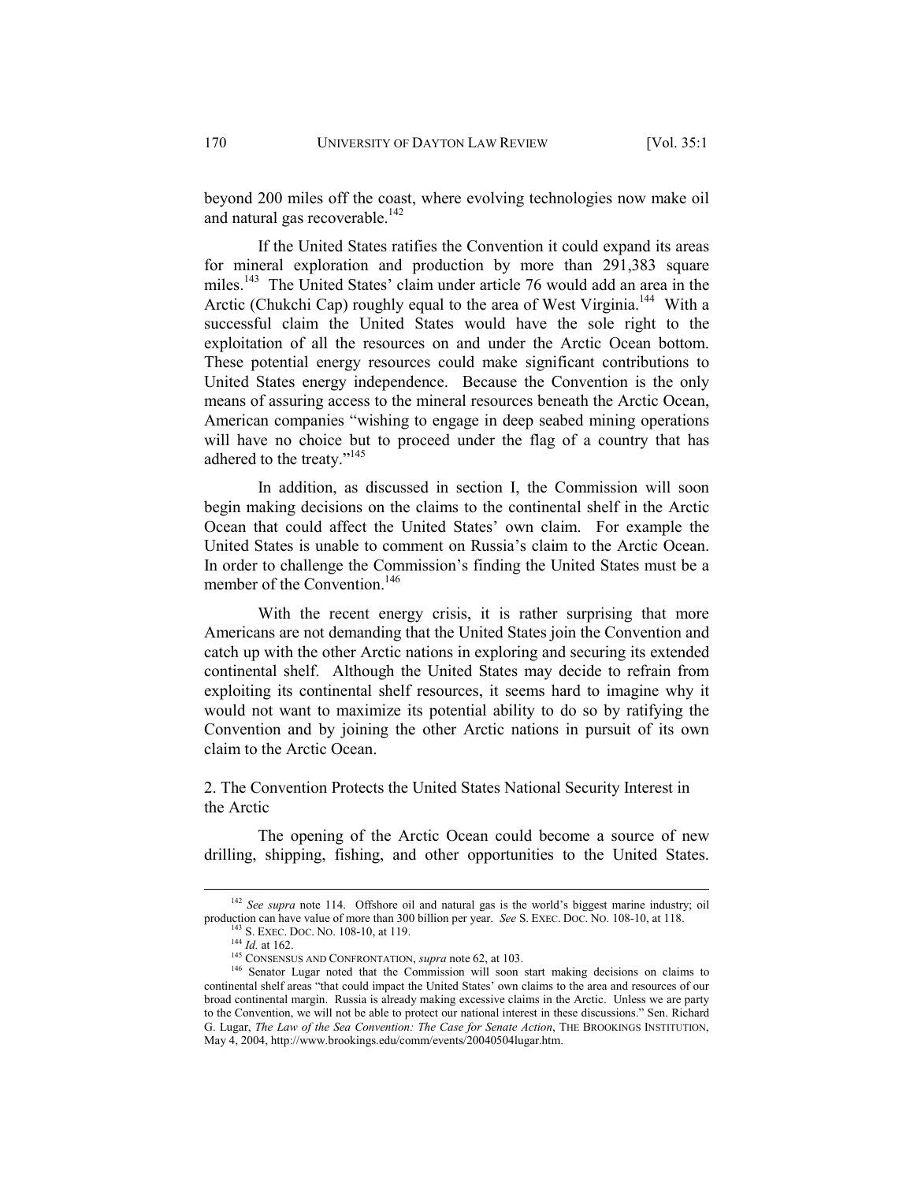beyond 200 miles off the coast, where evolving technologies now make oil and natural gas recoverable.[142]

If the United States ratifies the Convention it could expand its areas for mineral exploration and production by more than 291,383 square miles.[143] The United States' claim under article 76 would add an area in the Arctic (Chukchi Cap) roughly equal to the area of West Virginia.[144] With a successful claim the United States would have the sole right to the exploitation of all the resources on and under the Arctic Ocean bottom. These potential energy resources could make significant contributions to United States energy independence. Because the Convention is the only means of assuring access to the mineral resources beneath the Arctic Ocean, American companies "wishing to engage in deep seabed mining operations will have no choice but to proceed under the flag of a country that has adhered to the treaty."[145]

In addition, as discussed in section I, the Commission will soon begin making decisions on the claims to the continental shelf in the Arctic Ocean that could affect the United States' own claim. For example the United States is unable to comment on Russia's claim to the Arctic Ocean. In order to challenge the Commission's finding the United States must be a member of the Convention.[146]

With the recent energy crisis, it is rather surprising that more Americans are not demanding that the United States join the Convention and catch up with the other Arctic nations in exploring and securing its extended continental shelf. Although the United States may decide to refrain from exploiting its continental shelf resources, it seems hard to imagine why it would not want to maximize its potential ability to do so by ratifying the Convention and by joining the other Arctic nations in pursuit of its own claim to the Arctic Ocean.

### 2. The Convention Protects the United States National Security Interest in the Arctic

The opening of the Arctic Ocean could become a source of new drilling, shipping, fishing, and other opportunities to the United States.

---

[142] *See supra* note 114. Offshore oil and natural gas is the world's biggest marine industry; oil production can have value of more than 300 billion per year. *See* S. EXEC. DOC. NO. 108-10, at 118.

[143] S. EXEC. DOC. NO. 108-10, at 119.

[144] *Id.* at 162.

[145] CONSENSUS AND CONFRONTATION, *supra* note 62, at 103.

[146] Senator Lugar noted that the Commission will soon start making decisions on claims to continental shelf areas "that could impact the United States' own claims to the area and resources of our broad continental margin. Russia is already making excessive claims in the Arctic. Unless we are party to the Convention, we will not be able to protect our national interest in these discussions." Sen. Richard G. Lugar, *The Law of the Sea Convention: The Case for Senate Action*, THE BROOKINGS INSTITUTION, May 4, 2004, http://www.brookings.edu/comm/events/20040504lugar.htm.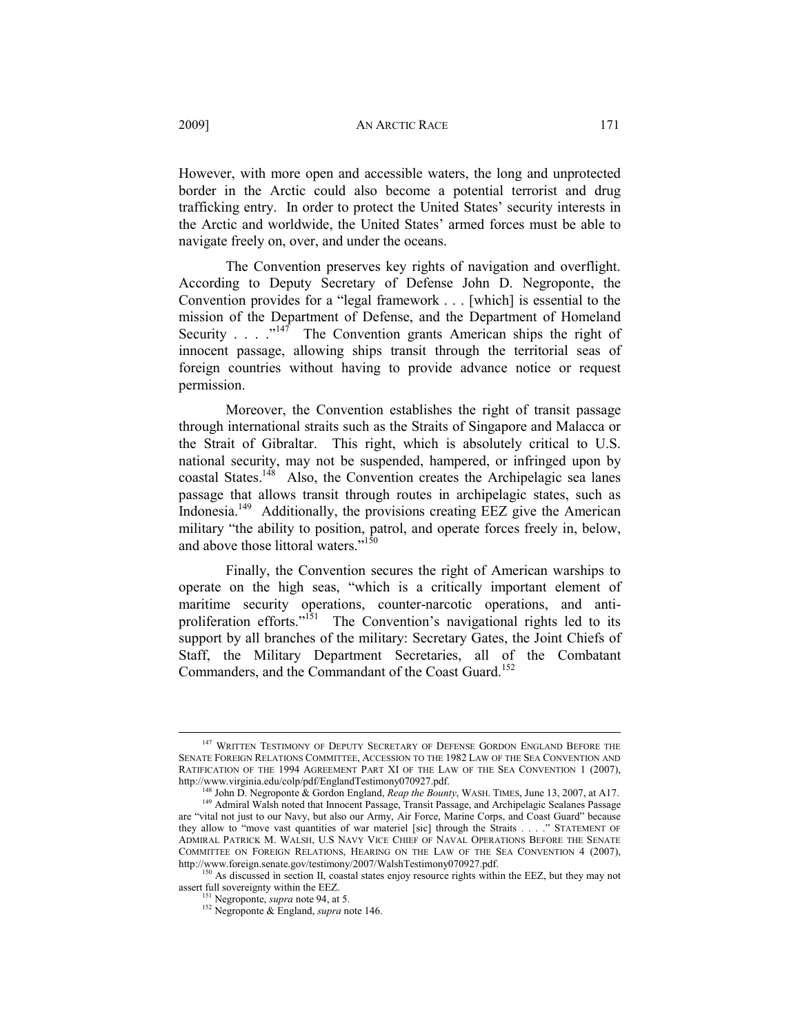However, with more open and accessible waters, the long and unprotected border in the Arctic could also become a potential terrorist and drug trafficking entry. In order to protect the United States' security interests in the Arctic and worldwide, the United States' armed forces must be able to navigate freely on, over, and under the oceans.

The Convention preserves key rights of navigation and overflight. According to Deputy Secretary of Defense John D. Negroponte, the Convention provides for a "legal framework . . . [which] is essential to the mission of the Department of Defense, and the Department of Homeland Security . . . ."[147] The Convention grants American ships the right of innocent passage, allowing ships transit through the territorial seas of foreign countries without having to provide advance notice or request permission.

Moreover, the Convention establishes the right of transit passage through international straits such as the Straits of Singapore and Malacca or the Strait of Gibraltar. This right, which is absolutely critical to U.S. national security, may not be suspended, hampered, or infringed upon by coastal States.[148] Also, the Convention creates the Archipelagic sea lanes passage that allows transit through routes in archipelagic states, such as Indonesia.[149] Additionally, the provisions creating EEZ give the American military "the ability to position, patrol, and operate forces freely in, below, and above those littoral waters."[150]

Finally, the Convention secures the right of American warships to operate on the high seas, "which is a critically important element of maritime security operations, counter-narcotic operations, and anti-proliferation efforts."[151] The Convention's navigational rights led to its support by all branches of the military: Secretary Gates, the Joint Chiefs of Staff, the Military Department Secretaries, all of the Combatant Commanders, and the Commandant of the Coast Guard.[152]

---

[147] WRITTEN TESTIMONY OF DEPUTY SECRETARY OF DEFENSE GORDON ENGLAND BEFORE THE SENATE FOREIGN RELATIONS COMMITTEE, ACCESSION TO THE 1982 LAW OF THE SEA CONVENTION AND RATIFICATION OF THE 1994 AGREEMENT PART XI OF THE LAW OF THE SEA CONVENTION 1 (2007), http://www.virginia.edu/colp/pdf/EnglandTestimony070927.pdf.

[148] John D. Negroponte & Gordon England, *Reap the Bounty*, WASH. TIMES, June 13, 2007, at A17.

[149] Admiral Walsh noted that Innocent Passage, Transit Passage, and Archipelagic Sealanes Passage are "vital not just to our Navy, but also our Army, Air Force, Marine Corps, and Coast Guard" because they allow to "move vast quantities of war materiel [sic] through the Straits . . . ." STATEMENT OF ADMIRAL PATRICK M. WALSH, U.S NAVY VICE CHIEF OF NAVAL OPERATIONS BEFORE THE SENATE COMMITTEE ON FOREIGN RELATIONS, HEARING ON THE LAW OF THE SEA CONVENTION 4 (2007), http://www.foreign.senate.gov/testimony/2007/WalshTestimony070927.pdf.

[150] As discussed in section II, coastal states enjoy resource rights within the EEZ, but they may not assert full sovereignty within the EEZ.

[151] Negroponte, *supra* note 94, at 5.

[152] Negroponte & England, *supra* note 146.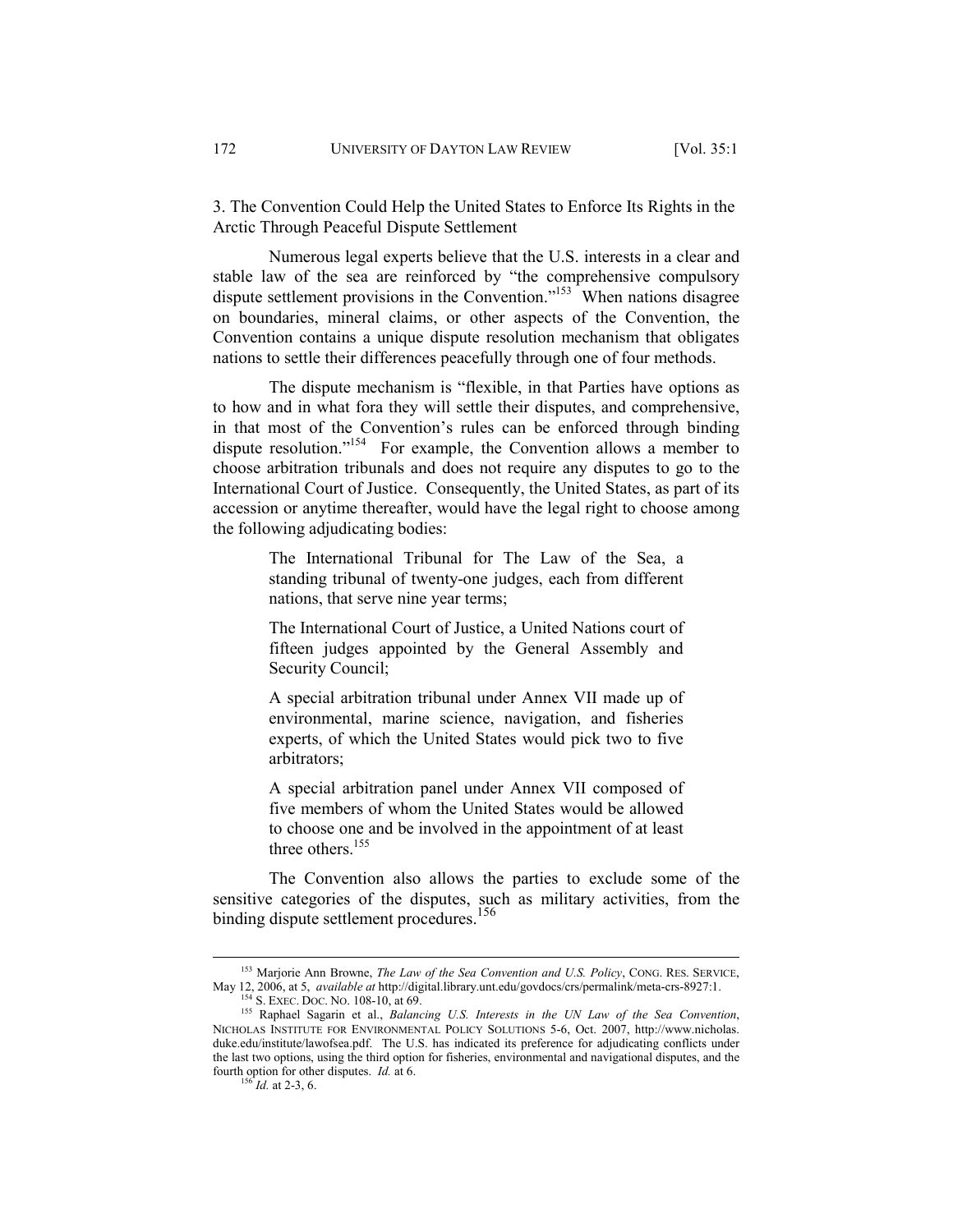### 3. The Convention Could Help the United States to Enforce Its Rights in the Arctic Through Peaceful Dispute Settlement

Numerous legal experts believe that the U.S. interests in a clear and stable law of the sea are reinforced by "the comprehensive compulsory dispute settlement provisions in the Convention."[153] When nations disagree on boundaries, mineral claims, or other aspects of the Convention, the Convention contains a unique dispute resolution mechanism that obligates nations to settle their differences peacefully through one of four methods.

The dispute mechanism is "flexible, in that Parties have options as to how and in what fora they will settle their disputes, and comprehensive, in that most of the Convention's rules can be enforced through binding dispute resolution."[154] For example, the Convention allows a member to choose arbitration tribunals and does not require any disputes to go to the International Court of Justice. Consequently, the United States, as part of its accession or anytime thereafter, would have the legal right to choose among the following adjudicating bodies:

> The International Tribunal for The Law of the Sea, a standing tribunal of twenty-one judges, each from different nations, that serve nine year terms;
>
> The International Court of Justice, a United Nations court of fifteen judges appointed by the General Assembly and Security Council;
>
> A special arbitration tribunal under Annex VII made up of environmental, marine science, navigation, and fisheries experts, of which the United States would pick two to five arbitrators;
>
> A special arbitration panel under Annex VII composed of five members of whom the United States would be allowed to choose one and be involved in the appointment of at least three others.[155]

The Convention also allows the parties to exclude some of the sensitive categories of the disputes, such as military activities, from the binding dispute settlement procedures.[156]

---

[153] Marjorie Ann Browne, *The Law of the Sea Convention and U.S. Policy*, CONG. RES. SERVICE, May 12, 2006, at 5, *available at* http://digital.library.unt.edu/govdocs/crs/permalink/meta-crs-8927:1.

[154] S. EXEC. DOC. NO. 108-10, at 69.

[155] Raphael Sagarin et al., *Balancing U.S. Interests in the UN Law of the Sea Convention*, NICHOLAS INSTITUTE FOR ENVIRONMENTAL POLICY SOLUTIONS 5-6, Oct. 2007, http://www.nicholas.duke.edu/institute/lawofsea.pdf. The U.S. has indicated its preference for adjudicating conflicts under the last two options, using the third option for fisheries, environmental and navigational disputes, and the fourth option for other disputes. *Id.* at 6.

[156] *Id.* at 2-3, 6.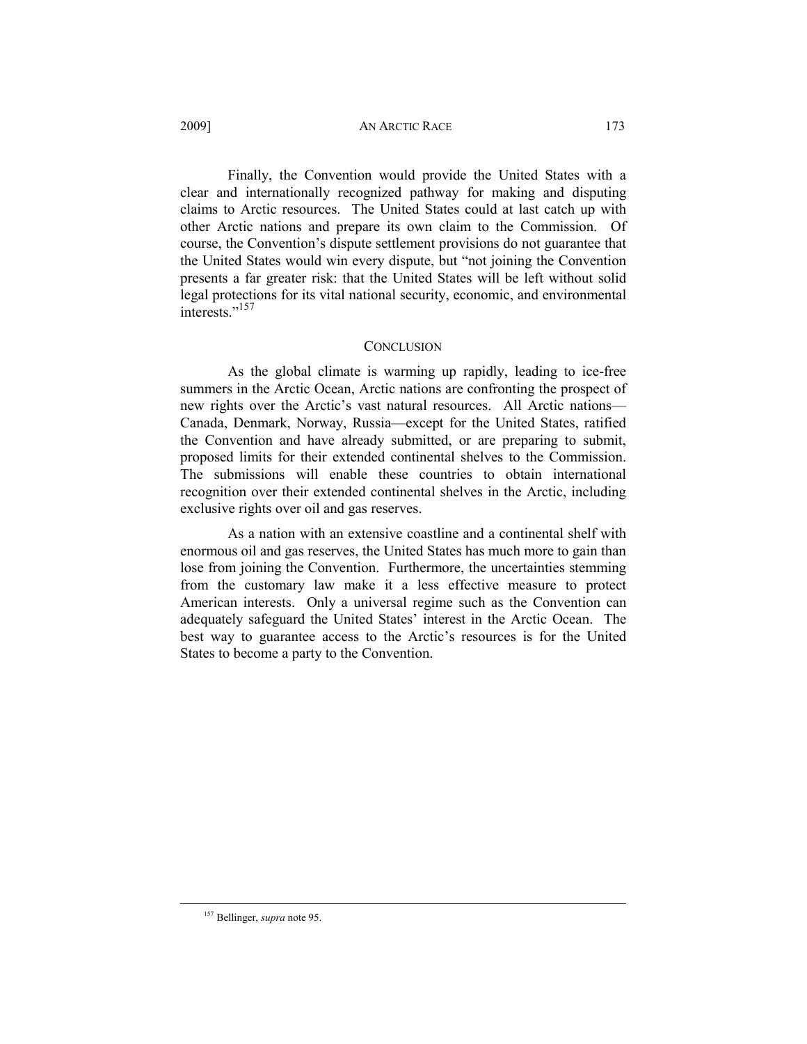Finally, the Convention would provide the United States with a clear and internationally recognized pathway for making and disputing claims to Arctic resources. The United States could at last catch up with other Arctic nations and prepare its own claim to the Commission. Of course, the Convention's dispute settlement provisions do not guarantee that the United States would win every dispute, but "not joining the Convention presents a far greater risk: that the United States will be left without solid legal protections for its vital national security, economic, and environmental interests."[157]

## CONCLUSION

As the global climate is warming up rapidly, leading to ice-free summers in the Arctic Ocean, Arctic nations are confronting the prospect of new rights over the Arctic's vast natural resources. All Arctic nations—Canada, Denmark, Norway, Russia—except for the United States, ratified the Convention and have already submitted, or are preparing to submit, proposed limits for their extended continental shelves to the Commission. The submissions will enable these countries to obtain international recognition over their extended continental shelves in the Arctic, including exclusive rights over oil and gas reserves.

As a nation with an extensive coastline and a continental shelf with enormous oil and gas reserves, the United States has much more to gain than lose from joining the Convention. Furthermore, the uncertainties stemming from the customary law make it a less effective measure to protect American interests. Only a universal regime such as the Convention can adequately safeguard the United States' interest in the Arctic Ocean. The best way to guarantee access to the Arctic's resources is for the United States to become a party to the Convention.

---

[157] Bellinger, *supra* note 95.